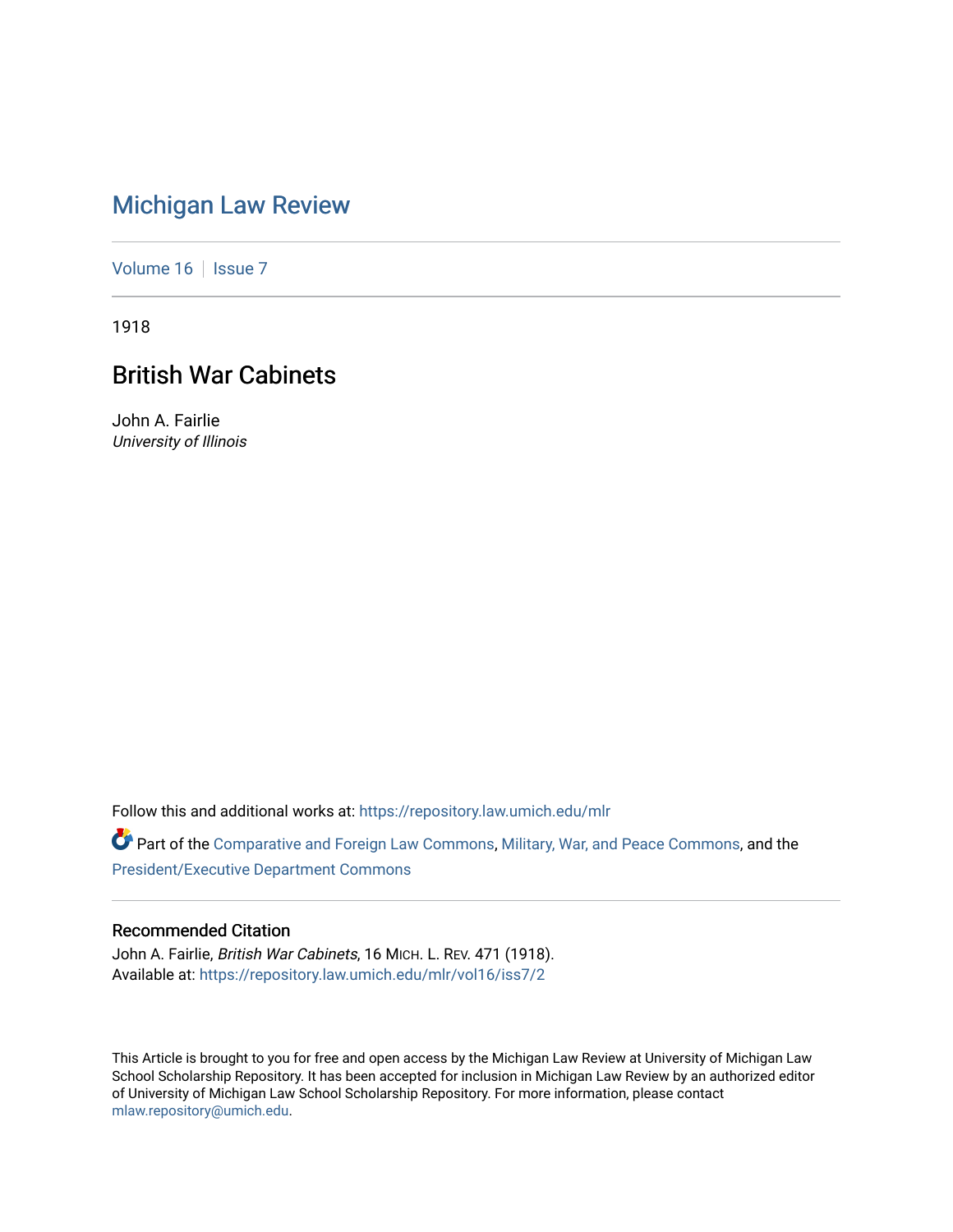# Michigan Law Review

Volume 16 | Issue 7

1918

## British War Cabinets

John A. Fairlie
*University of Illinois*

Follow this and additional works at: https://repository.law.umich.edu/mlr

Part of the Comparative and Foreign Law Commons, Military, War, and Peace Commons, and the President/Executive Department Commons

### Recommended Citation

John A. Fairlie, *British War Cabinets*, 16 MICH. L. REV. 471 (1918).
Available at: https://repository.law.umich.edu/mlr/vol16/iss7/2

This Article is brought to you for free and open access by the Michigan Law Review at University of Michigan Law School Scholarship Repository. It has been accepted for inclusion in Michigan Law Review by an authorized editor of University of Michigan Law School Scholarship Repository. For more information, please contact mlaw.repository@umich.edu.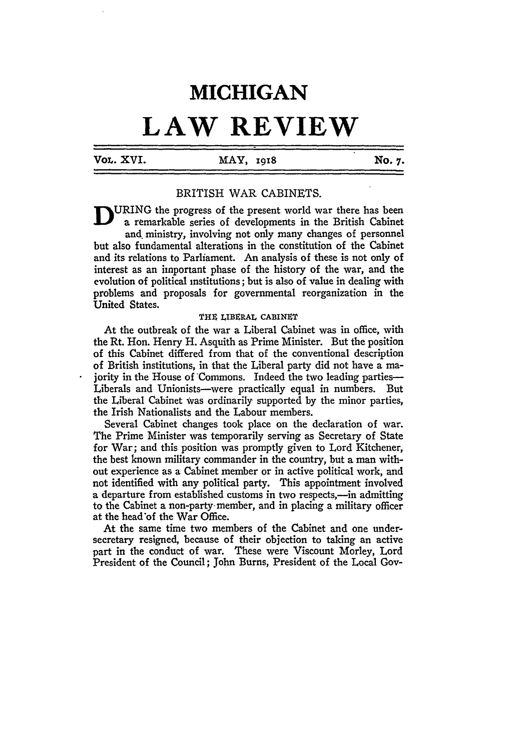# MICHIGAN

# LAW REVIEW

VOL. XVI. MAY, 1918 No. 7.

## BRITISH WAR CABINETS.

DURING the progress of the present world war there has been a remarkable series of developments in the British Cabinet and ministry, involving not only many changes of personnel but also fundamental alterations in the constitution of the Cabinet and its relations to Parliament. An analysis of these is not only of interest as an important phase of the history of the war, and the evolution of political institutions; but is also of value in dealing with problems and proposals for governmental reorganization in the United States.

### THE LIBERAL CABINET

At the outbreak of the war a Liberal Cabinet was in office, with the Rt. Hon. Henry H. Asquith as Prime Minister. But the position of this Cabinet differed from that of the conventional description of British institutions, in that the Liberal party did not have a majority in the House of Commons. Indeed the two leading parties—Liberals and Unionists—were practically equal in numbers. But the Liberal Cabinet was ordinarily supported by the minor parties, the Irish Nationalists and the Labour members.

Several Cabinet changes took place on the declaration of war. The Prime Minister was temporarily serving as Secretary of State for War; and this position was promptly given to Lord Kitchener, the best known military commander in the country, but a man without experience as a Cabinet member or in active political work, and not identified with any political party. This appointment involved a departure from established customs in two respects,—in admitting to the Cabinet a non-party member, and in placing a military officer at the head of the War Office.

At the same time two members of the Cabinet and one under-secretary resigned, because of their objection to taking an active part in the conduct of war. These were Viscount Morley, Lord President of the Council; John Burns, President of the Local Gov-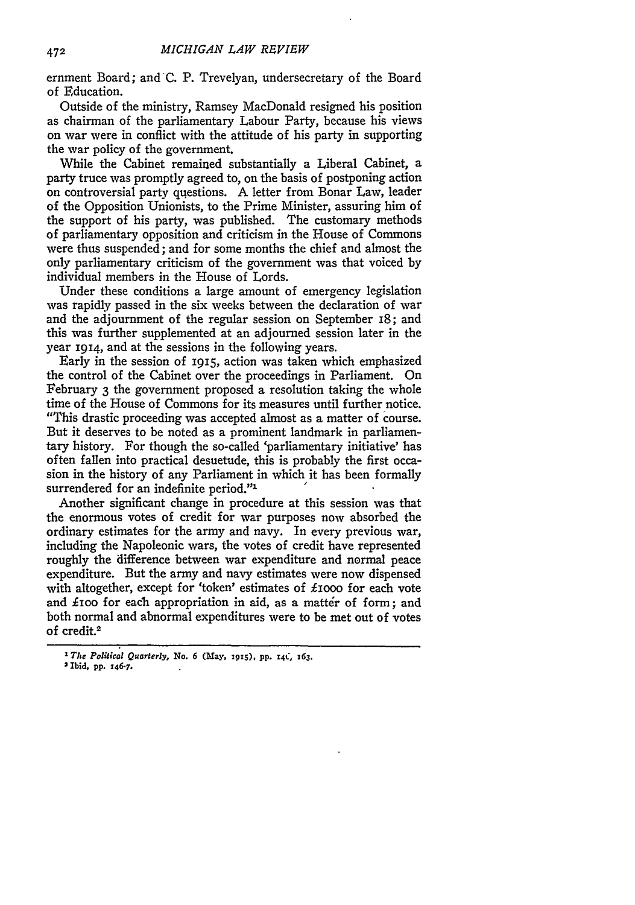ernment Board; and C. P. Trevelyan, undersecretary of the Board of Education.

Outside of the ministry, Ramsey MacDonald resigned his position as chairman of the parliamentary Labour Party, because his views on war were in conflict with the attitude of his party in supporting the war policy of the government.

While the Cabinet remained substantially a Liberal Cabinet, a party truce was promptly agreed to, on the basis of postponing action on controversial party questions. A letter from Bonar Law, leader of the Opposition Unionists, to the Prime Minister, assuring him of the support of his party, was published. The customary methods of parliamentary opposition and criticism in the House of Commons were thus suspended; and for some months the chief and almost the only parliamentary criticism of the government was that voiced by individual members in the House of Lords.

Under these conditions a large amount of emergency legislation was rapidly passed in the six weeks between the declaration of war and the adjournment of the regular session on September 18; and this was further supplemented at an adjourned session later in the year 1914, and at the sessions in the following years.

Early in the session of 1915, action was taken which emphasized the control of the Cabinet over the proceedings in Parliament. On February 3 the government proposed a resolution taking the whole time of the House of Commons for its measures until further notice. "This drastic proceeding was accepted almost as a matter of course. But it deserves to be noted as a prominent landmark in parliamentary history. For though the so-called 'parliamentary initiative' has often fallen into practical desuetude, this is probably the first occasion in the history of any Parliament in which it has been formally surrendered for an indefinite period."[1]

Another significant change in procedure at this session was that the enormous votes of credit for war purposes now absorbed the ordinary estimates for the army and navy. In every previous war, including the Napoleonic wars, the votes of credit have represented roughly the difference between war expenditure and normal peace expenditure. But the army and navy estimates were now dispensed with altogether, except for 'token' estimates of £1000 for each vote and £100 for each appropriation in aid, as a matter of form; and both normal and abnormal expenditures were to be met out of votes of credit.[2]

---

[1] *The Political Quarterly*, No. 6 (May, 1915), pp. 140, 163.

[2] Ibid, pp. 146-7.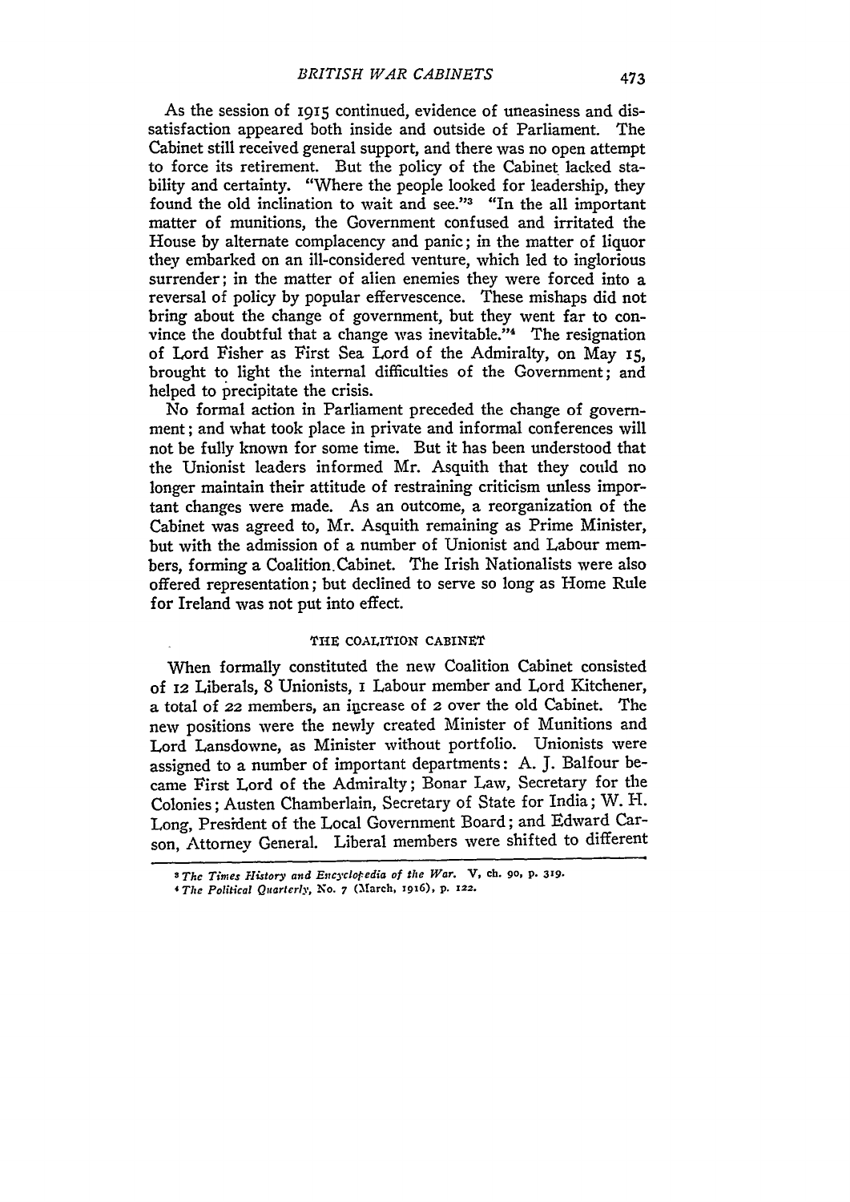As the session of 1915 continued, evidence of uneasiness and dissatisfaction appeared both inside and outside of Parliament. The Cabinet still received general support, and there was no open attempt to force its retirement. But the policy of the Cabinet lacked stability and certainty. "Where the people looked for leadership, they found the old inclination to wait and see."[3] "In the all important matter of munitions, the Government confused and irritated the House by alternate complacency and panic; in the matter of liquor they embarked on an ill-considered venture, which led to inglorious surrender; in the matter of alien enemies they were forced into a reversal of policy by popular effervescence. These mishaps did not bring about the change of government, but they went far to convince the doubtful that a change was inevitable."[4] The resignation of Lord Fisher as First Sea Lord of the Admiralty, on May 15, brought to light the internal difficulties of the Government; and helped to precipitate the crisis.

No formal action in Parliament preceded the change of government; and what took place in private and informal conferences will not be fully known for some time. But it has been understood that the Unionist leaders informed Mr. Asquith that they could no longer maintain their attitude of restraining criticism unless important changes were made. As an outcome, a reorganization of the Cabinet was agreed to, Mr. Asquith remaining as Prime Minister, but with the admission of a number of Unionist and Labour members, forming a Coalition Cabinet. The Irish Nationalists were also offered representation; but declined to serve so long as Home Rule for Ireland was not put into effect.

## THE COALITION CABINET

When formally constituted the new Coalition Cabinet consisted of 12 Liberals, 8 Unionists, 1 Labour member and Lord Kitchener, a total of 22 members, an increase of 2 over the old Cabinet. The new positions were the newly created Minister of Munitions and Lord Lansdowne, as Minister without portfolio. Unionists were assigned to a number of important departments: A. J. Balfour became First Lord of the Admiralty; Bonar Law, Secretary for the Colonies; Austen Chamberlain, Secretary of State for India; W. H. Long, President of the Local Government Board; and Edward Carson, Attorney General. Liberal members were shifted to different

---

[3] *The Times History and Encyclopedia of the War.* V, ch. 90, p. 319.

[4] *The Political Quarterly*, No. 7 (March, 1916), p. 122.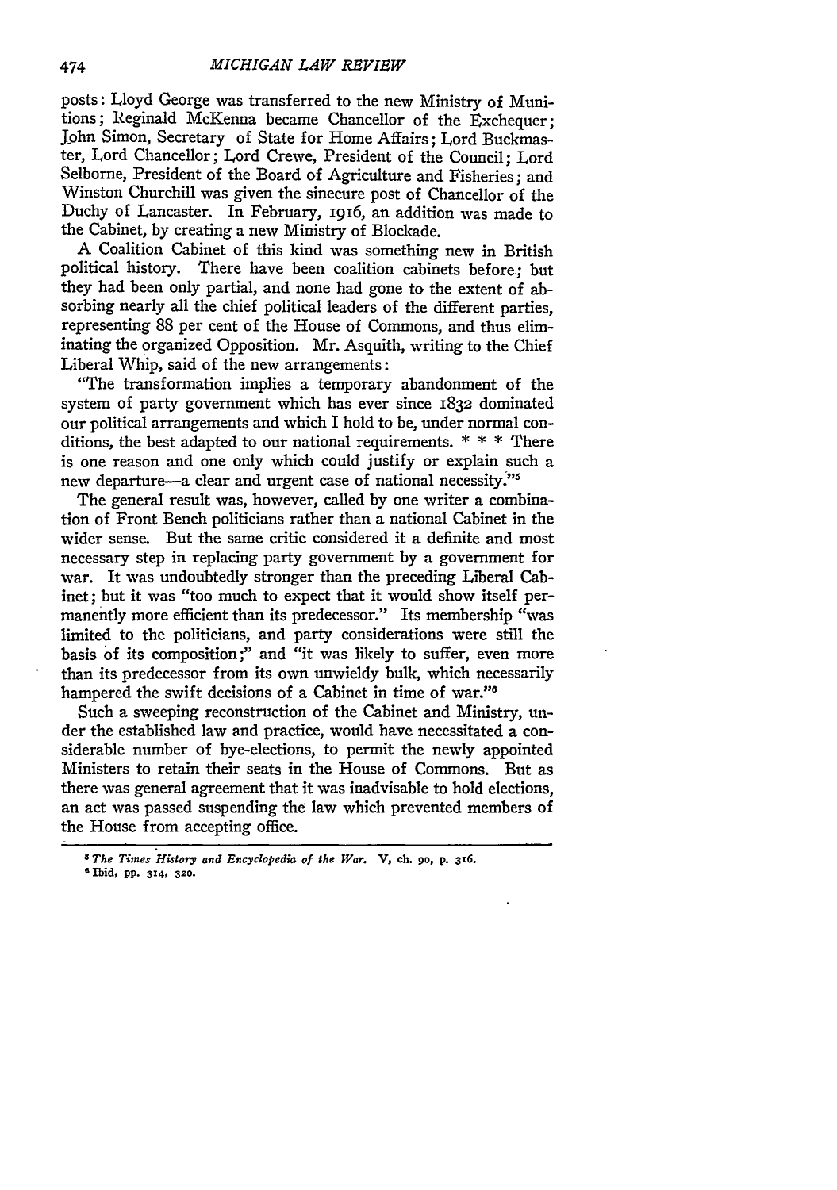posts: Lloyd George was transferred to the new Ministry of Munitions; Reginald McKenna became Chancellor of the Exchequer; John Simon, Secretary of State for Home Affairs; Lord Buckmaster, Lord Chancellor; Lord Crewe, President of the Council; Lord Selborne, President of the Board of Agriculture and Fisheries; and Winston Churchill was given the sinecure post of Chancellor of the Duchy of Lancaster. In February, 1916, an addition was made to the Cabinet, by creating a new Ministry of Blockade.

A Coalition Cabinet of this kind was something new in British political history. There have been coalition cabinets before; but they had been only partial, and none had gone to the extent of absorbing nearly all the chief political leaders of the different parties, representing 88 per cent of the House of Commons, and thus eliminating the organized Opposition. Mr. Asquith, writing to the Chief Liberal Whip, said of the new arrangements:

"The transformation implies a temporary abandonment of the system of party government which has ever since 1832 dominated our political arrangements and which I hold to be, under normal conditions, the best adapted to our national requirements. * * * There is one reason and one only which could justify or explain such a new departure—a clear and urgent case of national necessity."[5]

The general result was, however, called by one writer a combination of Front Bench politicians rather than a national Cabinet in the wider sense. But the same critic considered it a definite and most necessary step in replacing party government by a government for war. It was undoubtedly stronger than the preceding Liberal Cabinet; but it was "too much to expect that it would show itself permanently more efficient than its predecessor." Its membership "was limited to the politicians, and party considerations were still the basis of its composition;" and "it was likely to suffer, even more than its predecessor from its own unwieldy bulk, which necessarily hampered the swift decisions of a Cabinet in time of war."[6]

Such a sweeping reconstruction of the Cabinet and Ministry, under the established law and practice, would have necessitated a considerable number of bye-elections, to permit the newly appointed Ministers to retain their seats in the House of Commons. But as there was general agreement that it was inadvisable to hold elections, an act was passed suspending the law which prevented members of the House from accepting office.

---

[5] *The Times History and Encyclopedia of the War.* V, ch. 90, p. 316.

[6] Ibid, pp. 314, 320.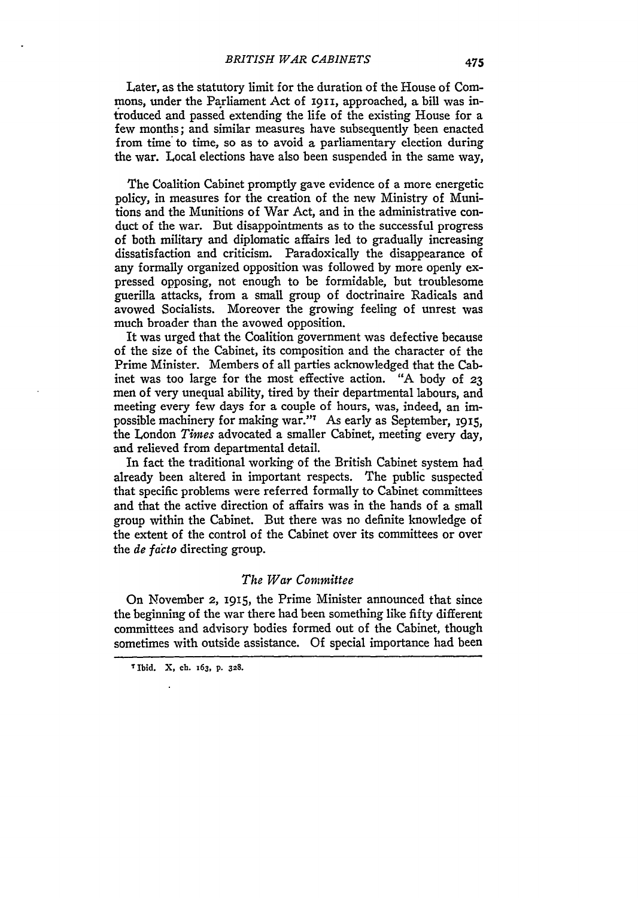Later, as the statutory limit for the duration of the House of Commons, under the Parliament Act of 1911, approached, a bill was introduced and passed extending the life of the existing House for a few months; and similar measures have subsequently been enacted from time to time, so as to avoid a parliamentary election during the war. Local elections have also been suspended in the same way,

The Coalition Cabinet promptly gave evidence of a more energetic policy, in measures for the creation of the new Ministry of Munitions and the Munitions of War Act, and in the administrative conduct of the war. But disappointments as to the successful progress of both military and diplomatic affairs led to gradually increasing dissatisfaction and criticism. Paradoxically the disappearance of any formally organized opposition was followed by more openly expressed opposing, not enough to be formidable, but troublesome guerilla attacks, from a small group of doctrinaire Radicals and avowed Socialists. Moreover the growing feeling of unrest was much broader than the avowed opposition.

It was urged that the Coalition government was defective because of the size of the Cabinet, its composition and the character of the Prime Minister. Members of all parties acknowledged that the Cabinet was too large for the most effective action. "A body of 23 men of very unequal ability, tired by their departmental labours, and meeting every few days for a couple of hours, was, indeed, an impossible machinery for making war."[7] As early as September, 1915, the London *Times* advocated a smaller Cabinet, meeting every day, and relieved from departmental detail.

In fact the traditional working of the British Cabinet system had already been altered in important respects. The public suspected that specific problems were referred formally to Cabinet committees and that the active direction of affairs was in the hands of a small group within the Cabinet. But there was no definite knowledge of the extent of the control of the Cabinet over its committees or over the *de facto* directing group.

### *The War Committee*

On November 2, 1915, the Prime Minister announced that since the beginning of the war there had been something like fifty different committees and advisory bodies formed out of the Cabinet, though sometimes with outside assistance. Of special importance had been

[7] Ibid. X, ch. 163, p. 328.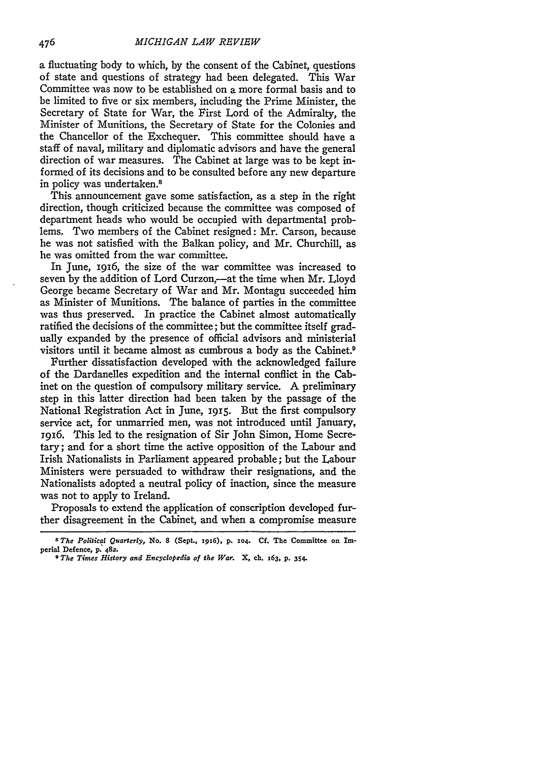a fluctuating body to which, by the consent of the Cabinet, questions of state and questions of strategy had been delegated. This War Committee was now to be established on a more formal basis and to be limited to five or six members, including the Prime Minister, the Secretary of State for War, the First Lord of the Admiralty, the Minister of Munitions, the Secretary of State for the Colonies and the Chancellor of the Exchequer. This committee should have a staff of naval, military and diplomatic advisors and have the general direction of war measures. The Cabinet at large was to be kept informed of its decisions and to be consulted before any new departure in policy was undertaken.[8]

This announcement gave some satisfaction, as a step in the right direction, though criticized because the committee was composed of department heads who would be occupied with departmental problems. Two members of the Cabinet resigned: Mr. Carson, because he was not satisfied with the Balkan policy, and Mr. Churchill, as he was omitted from the war committee.

In June, 1916, the size of the war committee was increased to seven by the addition of Lord Curzon,—at the time when Mr. Lloyd George became Secretary of War and Mr. Montagu succeeded him as Minister of Munitions. The balance of parties in the committee was thus preserved. In practice the Cabinet almost automatically ratified the decisions of the committee; but the committee itself gradually expanded by the presence of official advisors and ministerial visitors until it became almost as cumbrous a body as the Cabinet.[9]

Further dissatisfaction developed with the acknowledged failure of the Dardanelles expedition and the internal conflict in the Cabinet on the question of compulsory military service. A preliminary step in this latter direction had been taken by the passage of the National Registration Act in June, 1915. But the first compulsory service act, for unmarried men, was not introduced until January, 1916. This led to the resignation of Sir John Simon, Home Secretary; and for a short time the active opposition of the Labour and Irish Nationalists in Parliament appeared probable; but the Labour Ministers were persuaded to withdraw their resignations, and the Nationalists adopted a neutral policy of inaction, since the measure was not to apply to Ireland.

Proposals to extend the application of conscription developed further disagreement in the Cabinet, and when a compromise measure

---

[8] *The Political Quarterly*, No. 8 (Sept., 1916), p. 104. Cf. The Committee on Imperial Defence, p. 482.

[9] *The Times History and Encyclopedia of the War.* X, ch. 163, p. 354.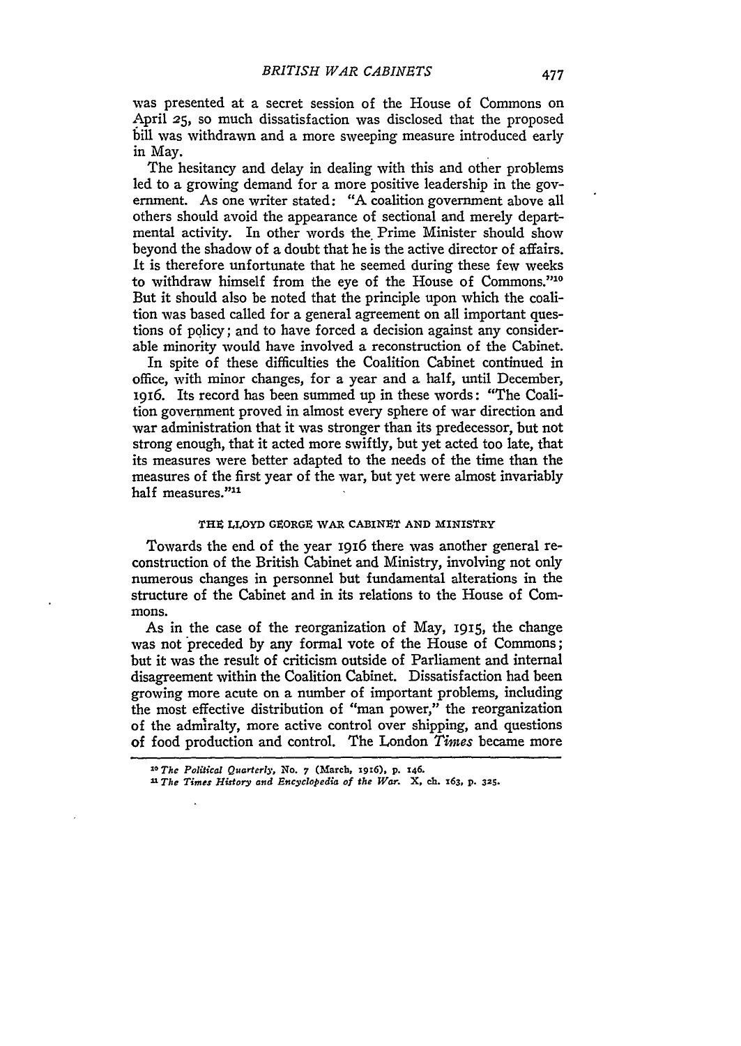was presented at a secret session of the House of Commons on April 25, so much dissatisfaction was disclosed that the proposed bill was withdrawn and a more sweeping measure introduced early in May.

The hesitancy and delay in dealing with this and other problems led to a growing demand for a more positive leadership in the government. As one writer stated: "A coalition government above all others should avoid the appearance of sectional and merely departmental activity. In other words the Prime Minister should show beyond the shadow of a doubt that he is the active director of affairs. It is therefore unfortunate that he seemed during these few weeks to withdraw himself from the eye of the House of Commons."[10] But it should also be noted that the principle upon which the coalition was based called for a general agreement on all important questions of policy; and to have forced a decision against any considerable minority would have involved a reconstruction of the Cabinet.

In spite of these difficulties the Coalition Cabinet continued in office, with minor changes, for a year and a half, until December, 1916. Its record has been summed up in these words: "The Coalition government proved in almost every sphere of war direction and war administration that it was stronger than its predecessor, but not strong enough, that it acted more swiftly, but yet acted too late, that its measures were better adapted to the needs of the time than the measures of the first year of the war, but yet were almost invariably half measures."[11]

### THE LLOYD GEORGE WAR CABINET AND MINISTRY

Towards the end of the year 1916 there was another general reconstruction of the British Cabinet and Ministry, involving not only numerous changes in personnel but fundamental alterations in the structure of the Cabinet and in its relations to the House of Commons.

As in the case of the reorganization of May, 1915, the change was not preceded by any formal vote of the House of Commons; but it was the result of criticism outside of Parliament and internal disagreement within the Coalition Cabinet. Dissatisfaction had been growing more acute on a number of important problems, including the most effective distribution of "man power," the reorganization of the admiralty, more active control over shipping, and questions of food production and control. The London *Times* became more

---

[10] *The Political Quarterly*, No. 7 (March, 1916), p. 146.

[11] *The Times History and Encyclopedia of the War.* X, ch. 163, p. 325.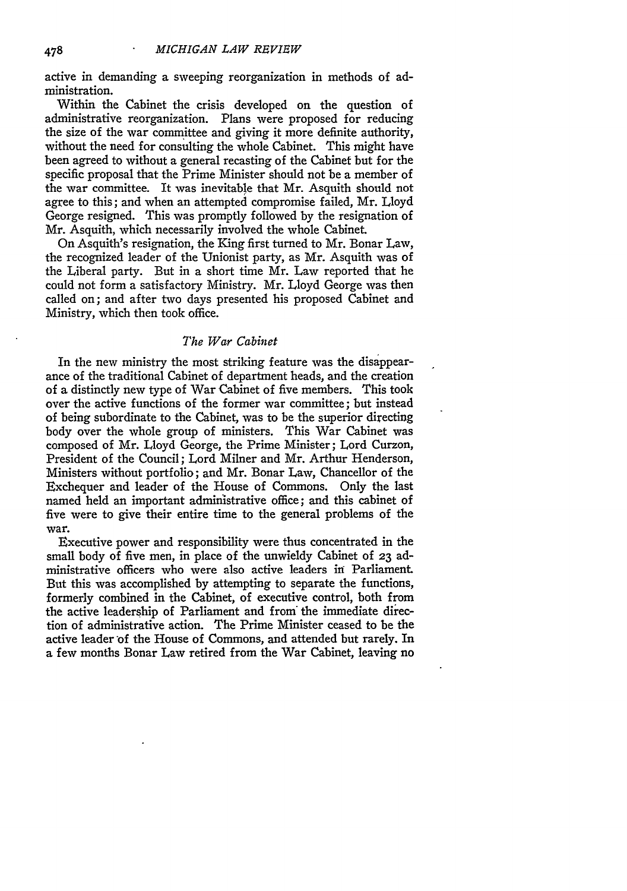active in demanding a sweeping reorganization in methods of administration.

Within the Cabinet the crisis developed on the question of administrative reorganization. Plans were proposed for reducing the size of the war committee and giving it more definite authority, without the need for consulting the whole Cabinet. This might have been agreed to without a general recasting of the Cabinet but for the specific proposal that the Prime Minister should not be a member of the war committee. It was inevitable that Mr. Asquith should not agree to this; and when an attempted compromise failed, Mr. Lloyd George resigned. This was promptly followed by the resignation of Mr. Asquith, which necessarily involved the whole Cabinet.

On Asquith's resignation, the King first turned to Mr. Bonar Law, the recognized leader of the Unionist party, as Mr. Asquith was of the Liberal party. But in a short time Mr. Law reported that he could not form a satisfactory Ministry. Mr. Lloyd George was then called on; and after two days presented his proposed Cabinet and Ministry, which then took office.

### *The War Cabinet*

In the new ministry the most striking feature was the disappearance of the traditional Cabinet of department heads, and the creation of a distinctly new type of War Cabinet of five members. This took over the active functions of the former war committee; but instead of being subordinate to the Cabinet, was to be the superior directing body over the whole group of ministers. This War Cabinet was composed of Mr. Lloyd George, the Prime Minister; Lord Curzon, President of the Council; Lord Milner and Mr. Arthur Henderson, Ministers without portfolio; and Mr. Bonar Law, Chancellor of the Exchequer and leader of the House of Commons. Only the last named held an important administrative office; and this cabinet of five were to give their entire time to the general problems of the war.

Executive power and responsibility were thus concentrated in the small body of five men, in place of the unwieldy Cabinet of 23 administrative officers who were also active leaders in Parliament. But this was accomplished by attempting to separate the functions, formerly combined in the Cabinet, of executive control, both from the active leadership of Parliament and from the immediate direction of administrative action. The Prime Minister ceased to be the active leader of the House of Commons, and attended but rarely. In a few months Bonar Law retired from the War Cabinet, leaving no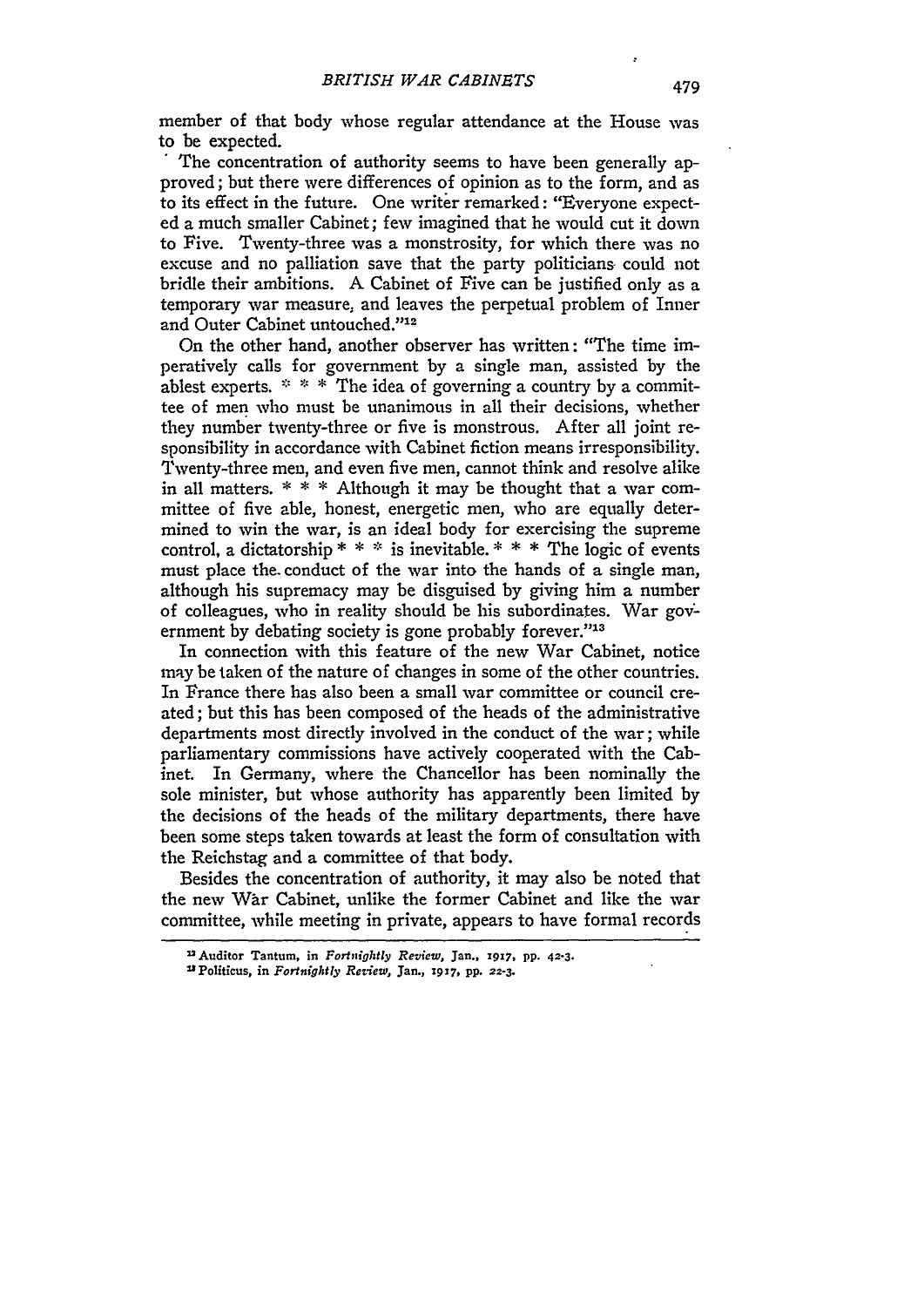member of that body whose regular attendance at the House was to be expected.

The concentration of authority seems to have been generally approved; but there were differences of opinion as to the form, and as to its effect in the future. One writer remarked: "Everyone expected a much smaller Cabinet; few imagined that he would cut it down to Five. Twenty-three was a monstrosity, for which there was no excuse and no palliation save that the party politicians could not bridle their ambitions. A Cabinet of Five can be justified only as a temporary war measure, and leaves the perpetual problem of Inner and Outer Cabinet untouched."[12]

On the other hand, another observer has written: "The time imperatively calls for government by a single man, assisted by the ablest experts. * * * The idea of governing a country by a committee of men who must be unanimous in all their decisions, whether they number twenty-three or five is monstrous. After all joint responsibility in accordance with Cabinet fiction means irresponsibility. Twenty-three men, and even five men, cannot think and resolve alike in all matters. * * * Although it may be thought that a war committee of five able, honest, energetic men, who are equally determined to win the war, is an ideal body for exercising the supreme control, a dictatorship * * * is inevitable. * * * The logic of events must place the conduct of the war into the hands of a single man, although his supremacy may be disguised by giving him a number of colleagues, who in reality should be his subordinates. War government by debating society is gone probably forever."[13]

In connection with this feature of the new War Cabinet, notice may be taken of the nature of changes in some of the other countries. In France there has also been a small war committee or council created; but this has been composed of the heads of the administrative departments most directly involved in the conduct of the war; while parliamentary commissions have actively cooperated with the Cabinet. In Germany, where the Chancellor has been nominally the sole minister, but whose authority has apparently been limited by the decisions of the heads of the military departments, there have been some steps taken towards at least the form of consultation with the Reichstag and a committee of that body.

Besides the concentration of authority, it may also be noted that the new War Cabinet, unlike the former Cabinet and like the war committee, while meeting in private, appears to have formal records

---

[12] Auditor Tantum, in *Fortnightly Review*, Jan., 1917, pp. 42-3.

[13] Politicus, in *Fortnightly Review*, Jan., 1917, pp. 22-3.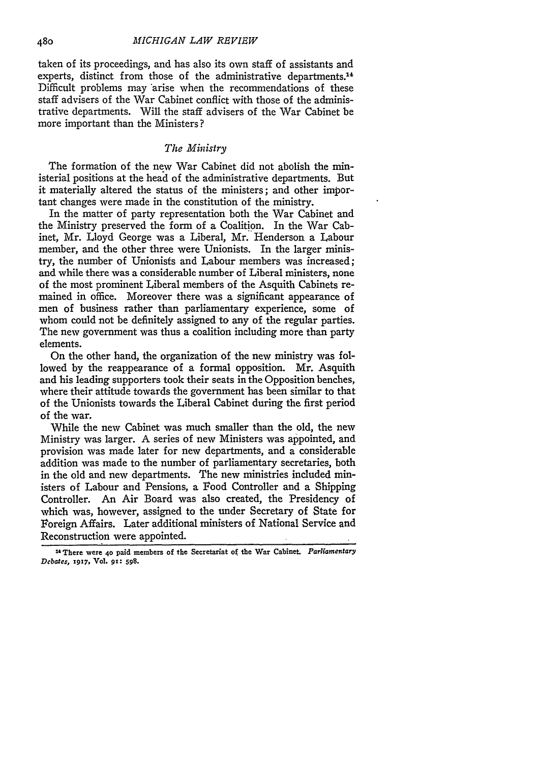taken of its proceedings, and has also its own staff of assistants and experts, distinct from those of the administrative departments.[14] Difficult problems may arise when the recommendations of these staff advisers of the War Cabinet conflict with those of the administrative departments. Will the staff advisers of the War Cabinet be more important than the Ministers?

### *The Ministry*

The formation of the new War Cabinet did not abolish the ministerial positions at the head of the administrative departments. But it materially altered the status of the ministers; and other important changes were made in the constitution of the ministry.

In the matter of party representation both the War Cabinet and the Ministry preserved the form of a Coalition. In the War Cabinet, Mr. Lloyd George was a Liberal, Mr. Henderson a Labour member, and the other three were Unionists. In the larger ministry, the number of Unionists and Labour members was increased; and while there was a considerable number of Liberal ministers, none of the most prominent Liberal members of the Asquith Cabinets remained in office. Moreover there was a significant appearance of men of business rather than parliamentary experience, some of whom could not be definitely assigned to any of the regular parties. The new government was thus a coalition including more than party elements.

On the other hand, the organization of the new ministry was followed by the reappearance of a formal opposition. Mr. Asquith and his leading supporters took their seats in the Opposition benches, where their attitude towards the government has been similar to that of the Unionists towards the Liberal Cabinet during the first period of the war.

While the new Cabinet was much smaller than the old, the new Ministry was larger. A series of new Ministers was appointed, and provision was made later for new departments, and a considerable addition was made to the number of parliamentary secretaries, both in the old and new departments. The new ministries included ministers of Labour and Pensions, a Food Controller and a Shipping Controller. An Air Board was also created, the Presidency of which was, however, assigned to the under Secretary of State for Foreign Affairs. Later additional ministers of National Service and Reconstruction were appointed.

---

[14] There were 40 paid members of the Secretariat of the War Cabinet. *Parliamentary Debates*, 1917, Vol. 91: 598.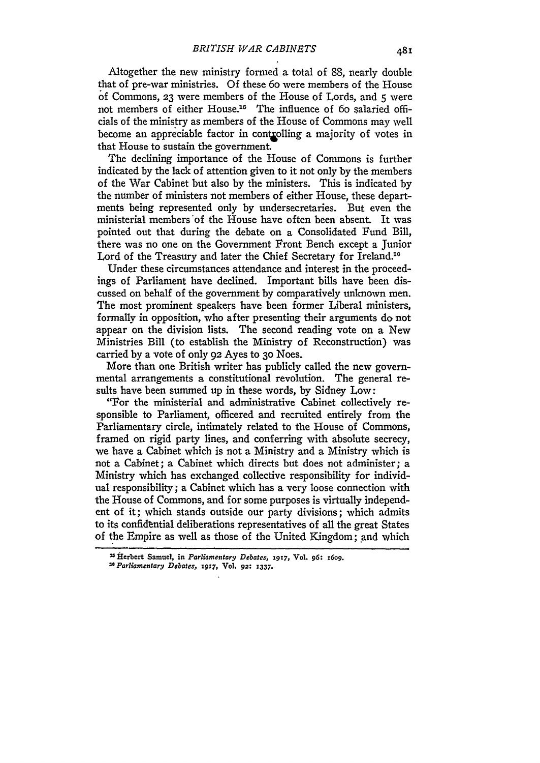Altogether the new ministry formed a total of 88, nearly double that of pre-war ministries. Of these 60 were members of the House of Commons, 23 were members of the House of Lords, and 5 were not members of either House.[15] The influence of 60 salaried officials of the ministry as members of the House of Commons may well become an appreciable factor in controlling a majority of votes in that House to sustain the government.

The declining importance of the House of Commons is further indicated by the lack of attention given to it not only by the members of the War Cabinet but also by the ministers. This is indicated by the number of ministers not members of either House, these departments being represented only by undersecretaries. But even the ministerial members of the House have often been absent. It was pointed out that during the debate on a Consolidated Fund Bill, there was no one on the Government Front Bench except a Junior Lord of the Treasury and later the Chief Secretary for Ireland.[16]

Under these circumstances attendance and interest in the proceedings of Parliament have declined. Important bills have been discussed on behalf of the government by comparatively unknown men. The most prominent speakers have been former Liberal ministers, formally in opposition, who after presenting their arguments do not appear on the division lists. The second reading vote on a New Ministries Bill (to establish the Ministry of Reconstruction) was carried by a vote of only 92 Ayes to 30 Noes.

More than one British writer has publicly called the new governmental arrangements a constitutional revolution. The general results have been summed up in these words, by Sidney Low:

"For the ministerial and administrative Cabinet collectively responsible to Parliament, officered and recruited entirely from the Parliamentary circle, intimately related to the House of Commons, framed on rigid party lines, and conferring with absolute secrecy, we have a Cabinet which is not a Ministry and a Ministry which is not a Cabinet; a Cabinet which directs but does not administer; a Ministry which has exchanged collective responsibility for individual responsibility; a Cabinet which has a very loose connection with the House of Commons, and for some purposes is virtually independent of it; which stands outside our party divisions; which admits to its confidential deliberations representatives of all the great States of the Empire as well as those of the United Kingdom; and which

---

[15] Herbert Samuel, in *Parliamentary Debates*, 1917, Vol. 96: 1609.

[16] *Parliamentary Debates*, 1917, Vol. 92: 1337.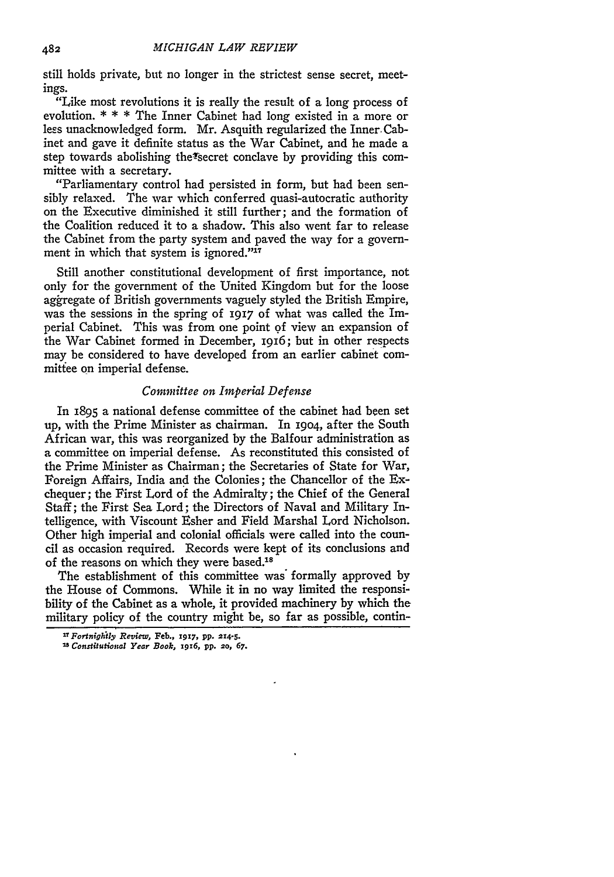still holds private, but no longer in the strictest sense secret, meetings.

"Like most revolutions it is really the result of a long process of evolution. * * * The Inner Cabinet had long existed in a more or less unacknowledged form. Mr. Asquith regularized the Inner Cabinet and gave it definite status as the War Cabinet, and he made a step towards abolishing the secret conclave by providing this committee with a secretary.

"Parliamentary control had persisted in form, but had been sensibly relaxed. The war which conferred quasi-autocratic authority on the Executive diminished it still further; and the formation of the Coalition reduced it to a shadow. This also went far to release the Cabinet from the party system and paved the way for a government in which that system is ignored."[17]

Still another constitutional development of first importance, not only for the government of the United Kingdom but for the loose aggregate of British governments vaguely styled the British Empire, was the sessions in the spring of 1917 of what was called the Imperial Cabinet. This was from one point of view an expansion of the War Cabinet formed in December, 1916; but in other respects may be considered to have developed from an earlier cabinet committee on imperial defense.

### *Committee on Imperial Defense*

In 1895 a national defense committee of the cabinet had been set up, with the Prime Minister as chairman. In 1904, after the South African war, this was reorganized by the Balfour administration as a committee on imperial defense. As reconstituted this consisted of the Prime Minister as Chairman; the Secretaries of State for War, Foreign Affairs, India and the Colonies; the Chancellor of the Exchequer; the First Lord of the Admiralty; the Chief of the General Staff; the First Sea Lord; the Directors of Naval and Military Intelligence, with Viscount Esher and Field Marshal Lord Nicholson. Other high imperial and colonial officials were called into the council as occasion required. Records were kept of its conclusions and of the reasons on which they were based.[18]

The establishment of this committee was formally approved by the House of Commons. While it in no way limited the responsibility of the Cabinet as a whole, it provided machinery by which the military policy of the country might be, so far as possible, contin-

[17] *Fortnightly Review*, Feb., 1917, pp. 214-5.

[18] *Constitutional Year Book*, 1916, pp. 20, 67.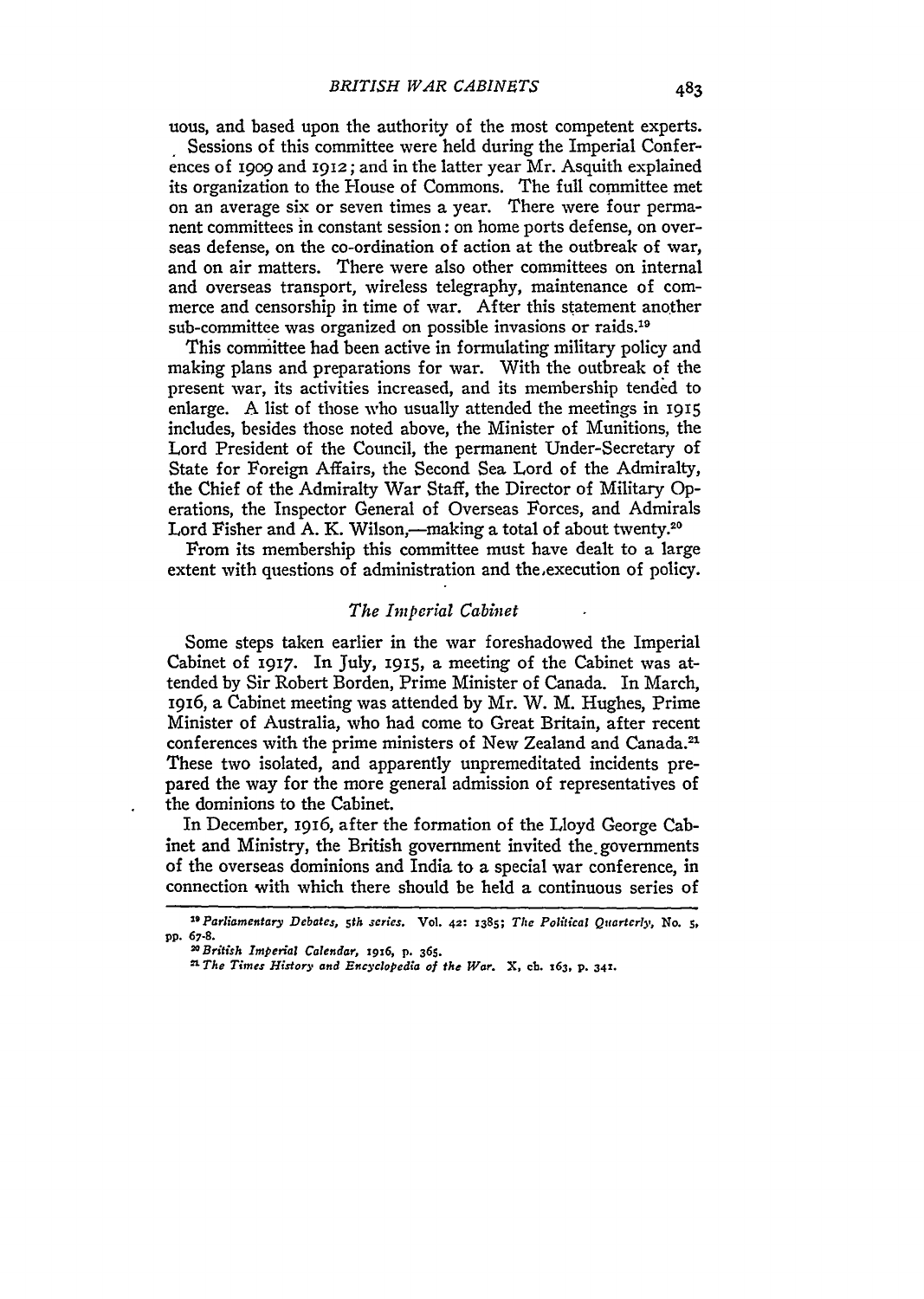uous, and based upon the authority of the most competent experts.

Sessions of this committee were held during the Imperial Conferences of 1909 and 1912; and in the latter year Mr. Asquith explained its organization to the House of Commons. The full committee met on an average six or seven times a year. There were four permanent committees in constant session: on home ports defense, on overseas defense, on the co-ordination of action at the outbreak of war, and on air matters. There were also other committees on internal and overseas transport, wireless telegraphy, maintenance of commerce and censorship in time of war. After this statement another sub-committee was organized on possible invasions or raids.[19]

This committee had been active in formulating military policy and making plans and preparations for war. With the outbreak of the present war, its activities increased, and its membership tended to enlarge. A list of those who usually attended the meetings in 1915 includes, besides those noted above, the Minister of Munitions, the Lord President of the Council, the permanent Under-Secretary of State for Foreign Affairs, the Second Sea Lord of the Admiralty, the Chief of the Admiralty War Staff, the Director of Military Operations, the Inspector General of Overseas Forces, and Admirals Lord Fisher and A. K. Wilson,—making a total of about twenty.[20]

From its membership this committee must have dealt to a large extent with questions of administration and the execution of policy.

### *The Imperial Cabinet*

Some steps taken earlier in the war foreshadowed the Imperial Cabinet of 1917. In July, 1915, a meeting of the Cabinet was attended by Sir Robert Borden, Prime Minister of Canada. In March, 1916, a Cabinet meeting was attended by Mr. W. M. Hughes, Prime Minister of Australia, who had come to Great Britain, after recent conferences with the prime ministers of New Zealand and Canada.[21] These two isolated, and apparently unpremeditated incidents prepared the way for the more general admission of representatives of the dominions to the Cabinet.

In December, 1916, after the formation of the Lloyd George Cabinet and Ministry, the British government invited the governments of the overseas dominions and India to a special war conference, in connection with which there should be held a continuous series of

---

[19] *Parliamentary Debates, 5th series.* Vol. 42: 1385; *The Political Quarterly*, No. 5, pp. 67-8.

[20] *British Imperial Calendar*, 1916, p. 365.

[21] *The Times History and Encyclopedia of the War.* X, ch. 163, p. 341.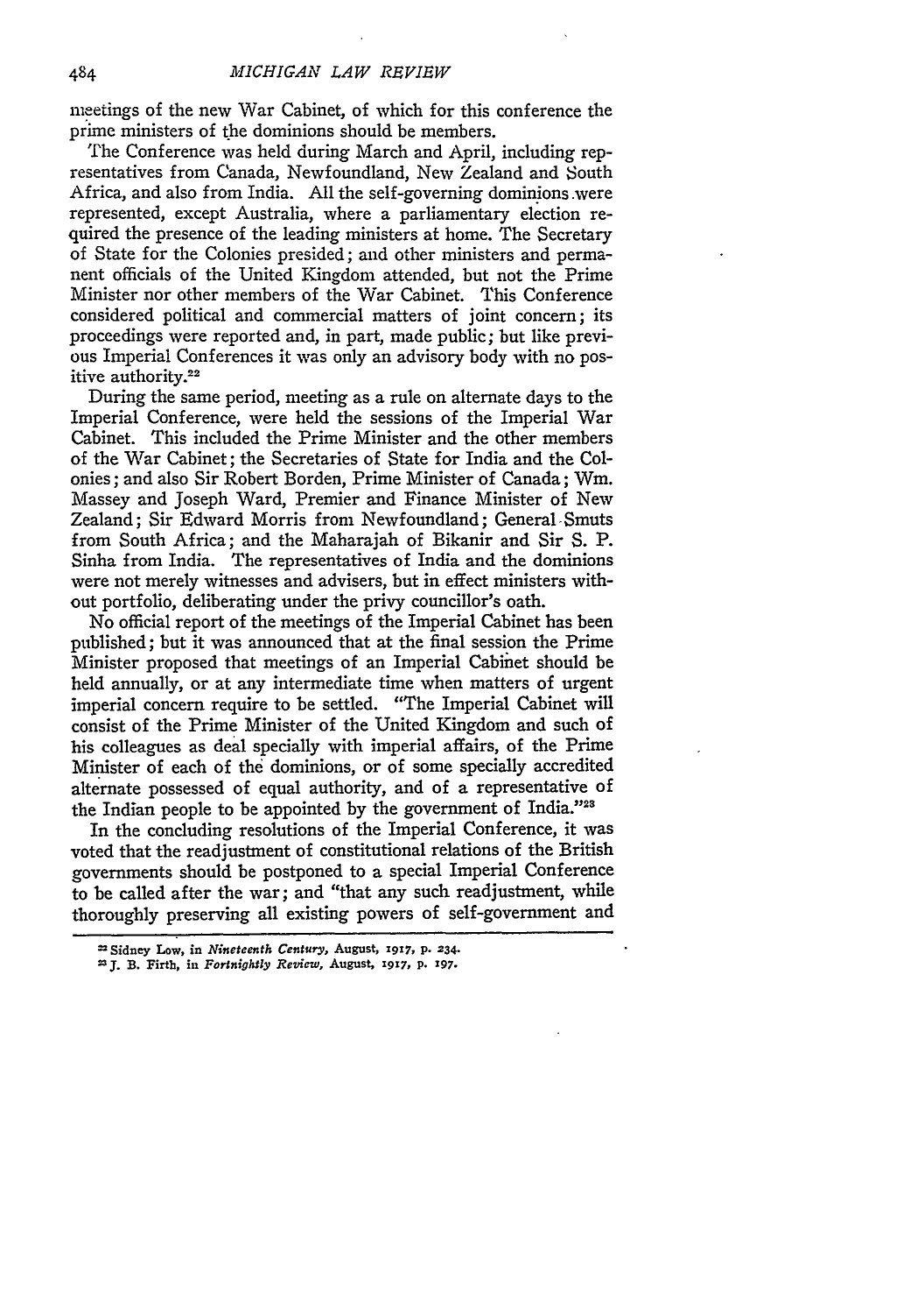meetings of the new War Cabinet, of which for this conference the prime ministers of the dominions should be members.

The Conference was held during March and April, including representatives from Canada, Newfoundland, New Zealand and South Africa, and also from India. All the self-governing dominions were represented, except Australia, where a parliamentary election required the presence of the leading ministers at home. The Secretary of State for the Colonies presided; and other ministers and permanent officials of the United Kingdom attended, but not the Prime Minister nor other members of the War Cabinet. This Conference considered political and commercial matters of joint concern; its proceedings were reported and, in part, made public; but like previous Imperial Conferences it was only an advisory body with no positive authority.[22]

During the same period, meeting as a rule on alternate days to the Imperial Conference, were held the sessions of the Imperial War Cabinet. This included the Prime Minister and the other members of the War Cabinet; the Secretaries of State for India and the Colonies; and also Sir Robert Borden, Prime Minister of Canada; Wm. Massey and Joseph Ward, Premier and Finance Minister of New Zealand; Sir Edward Morris from Newfoundland; General Smuts from South Africa; and the Maharajah of Bikanir and Sir S. P. Sinha from India. The representatives of India and the dominions were not merely witnesses and advisers, but in effect ministers without portfolio, deliberating under the privy councillor's oath.

No official report of the meetings of the Imperial Cabinet has been published; but it was announced that at the final session the Prime Minister proposed that meetings of an Imperial Cabinet should be held annually, or at any intermediate time when matters of urgent imperial concern require to be settled. "The Imperial Cabinet will consist of the Prime Minister of the United Kingdom and such of his colleagues as deal specially with imperial affairs, of the Prime Minister of each of the dominions, or of some specially accredited alternate possessed of equal authority, and of a representative of the Indian people to be appointed by the government of India."[23]

In the concluding resolutions of the Imperial Conference, it was voted that the readjustment of constitutional relations of the British governments should be postponed to a special Imperial Conference to be called after the war; and "that any such readjustment, while thoroughly preserving all existing powers of self-government and

---

[22] Sidney Low, in *Nineteenth Century*, August, 1917, p. 234.

[23] J. B. Firth, in *Fortnightly Review*, August, 1917, p. 197.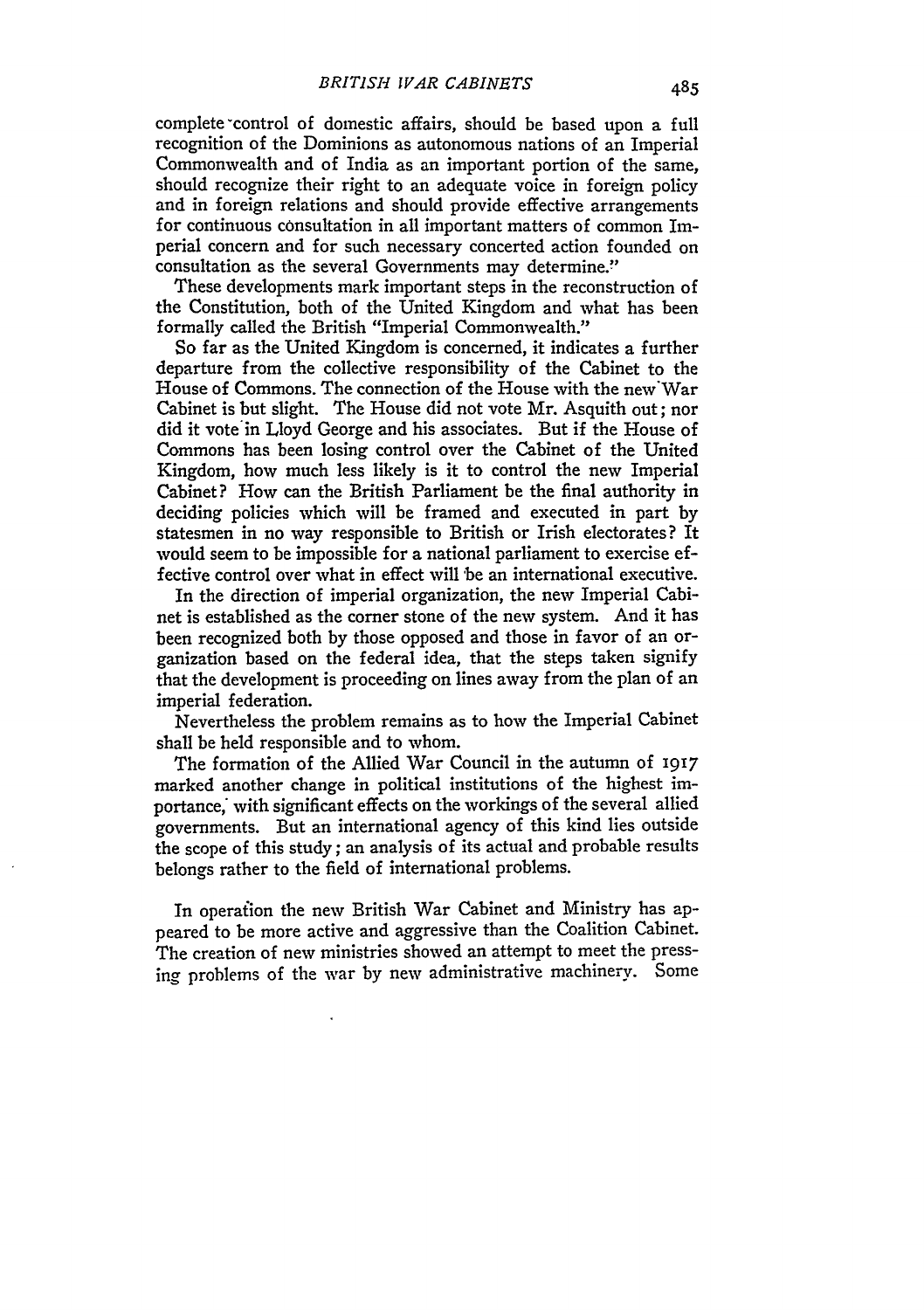complete control of domestic affairs, should be based upon a full recognition of the Dominions as autonomous nations of an Imperial Commonwealth and of India as an important portion of the same, should recognize their right to an adequate voice in foreign policy and in foreign relations and should provide effective arrangements for continuous consultation in all important matters of common Imperial concern and for such necessary concerted action founded on consultation as the several Governments may determine."

These developments mark important steps in the reconstruction of the Constitution, both of the United Kingdom and what has been formally called the British "Imperial Commonwealth."

So far as the United Kingdom is concerned, it indicates a further departure from the collective responsibility of the Cabinet to the House of Commons. The connection of the House with the new War Cabinet is but slight. The House did not vote Mr. Asquith out; nor did it vote in Lloyd George and his associates. But if the House of Commons has been losing control over the Cabinet of the United Kingdom, how much less likely is it to control the new Imperial Cabinet? How can the British Parliament be the final authority in deciding policies which will be framed and executed in part by statesmen in no way responsible to British or Irish electorates? It would seem to be impossible for a national parliament to exercise effective control over what in effect will be an international executive.

In the direction of imperial organization, the new Imperial Cabinet is established as the corner stone of the new system. And it has been recognized both by those opposed and those in favor of an organization based on the federal idea, that the steps taken signify that the development is proceeding on lines away from the plan of an imperial federation.

Nevertheless the problem remains as to how the Imperial Cabinet shall be held responsible and to whom.

The formation of the Allied War Council in the autumn of 1917 marked another change in political institutions of the highest importance, with significant effects on the workings of the several allied governments. But an international agency of this kind lies outside the scope of this study; an analysis of its actual and probable results belongs rather to the field of international problems.

In operation the new British War Cabinet and Ministry has appeared to be more active and aggressive than the Coalition Cabinet. The creation of new ministries showed an attempt to meet the pressing problems of the war by new administrative machinery. Some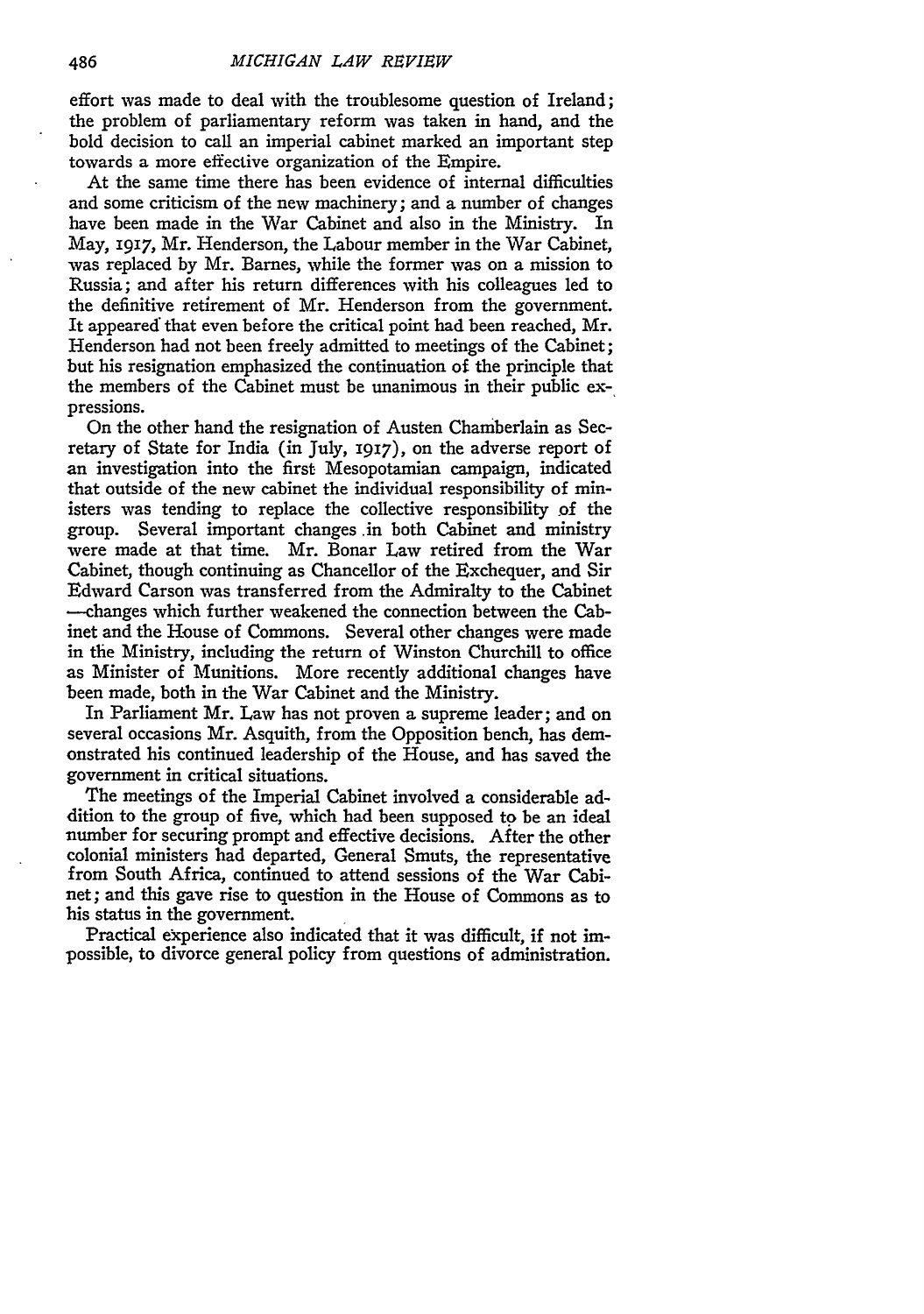effort was made to deal with the troublesome question of Ireland; the problem of parliamentary reform was taken in hand, and the bold decision to call an imperial cabinet marked an important step towards a more effective organization of the Empire.

At the same time there has been evidence of internal difficulties and some criticism of the new machinery; and a number of changes have been made in the War Cabinet and also in the Ministry. In May, 1917, Mr. Henderson, the Labour member in the War Cabinet, was replaced by Mr. Barnes, while the former was on a mission to Russia; and after his return differences with his colleagues led to the definitive retirement of Mr. Henderson from the government. It appeared that even before the critical point had been reached, Mr. Henderson had not been freely admitted to meetings of the Cabinet; but his resignation emphasized the continuation of the principle that the members of the Cabinet must be unanimous in their public expressions.

On the other hand the resignation of Austen Chamberlain as Secretary of State for India (in July, 1917), on the adverse report of an investigation into the first Mesopotamian campaign, indicated that outside of the new cabinet the individual responsibility of ministers was tending to replace the collective responsibility of the group. Several important changes in both Cabinet and ministry were made at that time. Mr. Bonar Law retired from the War Cabinet, though continuing as Chancellor of the Exchequer, and Sir Edward Carson was transferred from the Admiralty to the Cabinet —changes which further weakened the connection between the Cabinet and the House of Commons. Several other changes were made in the Ministry, including the return of Winston Churchill to office as Minister of Munitions. More recently additional changes have been made, both in the War Cabinet and the Ministry.

In Parliament Mr. Law has not proven a supreme leader; and on several occasions Mr. Asquith, from the Opposition bench, has demonstrated his continued leadership of the House, and has saved the government in critical situations.

The meetings of the Imperial Cabinet involved a considerable addition to the group of five, which had been supposed to be an ideal number for securing prompt and effective decisions. After the other colonial ministers had departed, General Smuts, the representative from South Africa, continued to attend sessions of the War Cabinet; and this gave rise to question in the House of Commons as to his status in the government.

Practical experience also indicated that it was difficult, if not impossible, to divorce general policy from questions of administration.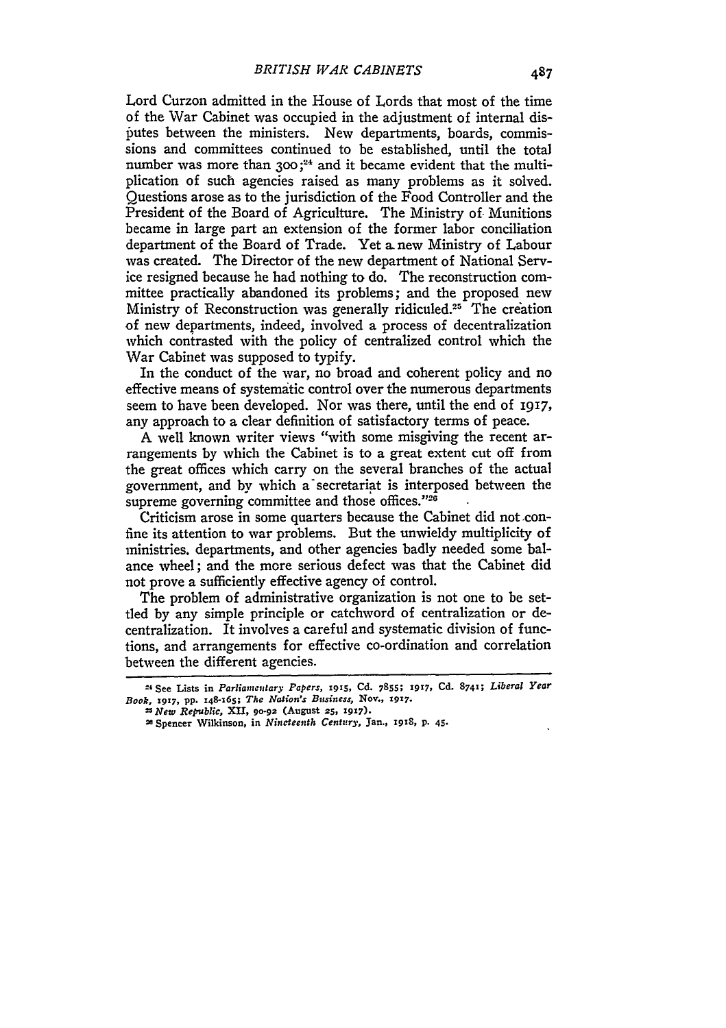Lord Curzon admitted in the House of Lords that most of the time of the War Cabinet was occupied in the adjustment of internal disputes between the ministers. New departments, boards, commissions and committees continued to be established, until the total number was more than 300;[24] and it became evident that the multiplication of such agencies raised as many problems as it solved. Questions arose as to the jurisdiction of the Food Controller and the President of the Board of Agriculture. The Ministry of Munitions became in large part an extension of the former labor conciliation department of the Board of Trade. Yet a new Ministry of Labour was created. The Director of the new department of National Service resigned because he had nothing to do. The reconstruction committee practically abandoned its problems; and the proposed new Ministry of Reconstruction was generally ridiculed.[25] The creation of new departments, indeed, involved a process of decentralization which contrasted with the policy of centralized control which the War Cabinet was supposed to typify.

In the conduct of the war, no broad and coherent policy and no effective means of systematic control over the numerous departments seem to have been developed. Nor was there, until the end of 1917, any approach to a clear definition of satisfactory terms of peace.

A well known writer views "with some misgiving the recent arrangements by which the Cabinet is to a great extent cut off from the great offices which carry on the several branches of the actual government, and by which a secretariat is interposed between the supreme governing committee and those offices."[26]

Criticism arose in some quarters because the Cabinet did not confine its attention to war problems. But the unwieldy multiplicity of ministries, departments, and other agencies badly needed some balance wheel; and the more serious defect was that the Cabinet did not prove a sufficiently effective agency of control.

The problem of administrative organization is not one to be settled by any simple principle or catchword of centralization or decentralization. It involves a careful and systematic division of functions, and arrangements for effective co-ordination and correlation between the different agencies.

---

[24] See Lists in *Parliamentary Papers*, 1915, Cd. 7855; 1917, Cd. 8741; *Liberal Year Book*, 1917, pp. 148-165; *The Nation's Business*, Nov., 1917.

[25] *New Republic*, XII, 90-92 (August 25, 1917).

[26] Spencer Wilkinson, in *Nineteenth Century*, Jan., 1918, p. 45.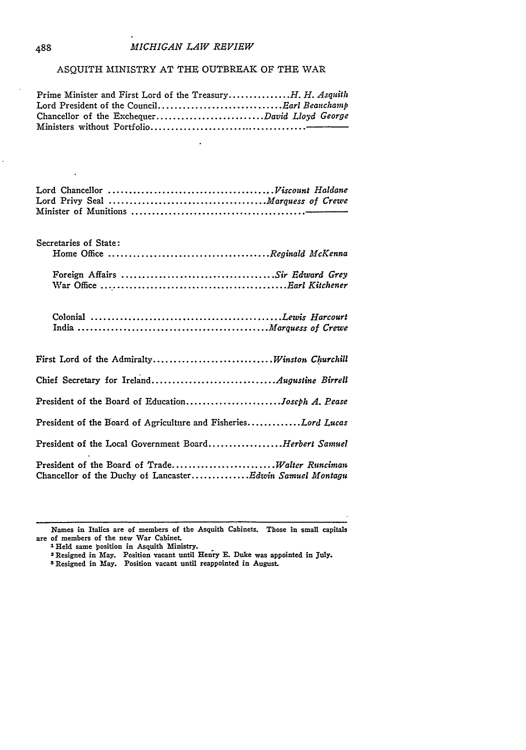## ASQUITH MINISTRY AT THE OUTBREAK OF THE WAR

Prime Minister and First Lord of the Treasury............... *H. H. Asquith*
Lord President of the Council.............................. *Earl Beauchamp*
Chancellor of the Exchequer.......................... *David Lloyd George*
Ministers without Portfolio.....................................——

Lord Chancellor ....................................... *Viscount Haldane*
Lord Privy Seal ...................................... *Marquess of Crewe*
Minister of Munitions .........................................——

Secretaries of State:

Home Office ....................................... *Reginald McKenna*

Foreign Affairs ..................................... *Sir Edward Grey*
War Office ........................................... *Earl Kitchener*

Colonial .............................................. *Lewis Harcourt*
India ............................................... *Marquess of Crewe*

First Lord of the Admiralty............................. *Winston Churchill*

Chief Secretary for Ireland.............................. *Augustine Birrell*

President of the Board of Education....................... *Joseph A. Pease*

President of the Board of Agriculture and Fisheries............ *Lord Lucas*

President of the Local Government Board.................. *Herbert Samuel*

President of the Board of Trade......................... *Walter Runciman*
Chancellor of the Duchy of Lancaster............. *Edwin Samuel Montagu*

---

Names in Italics are of members of the Asquith Cabinets. Those in small capitals are of members of the new War Cabinet.

[1] Held same position in Asquith Ministry.

[2] Resigned in May. Position vacant until Henry E. Duke was appointed in July.

[3] Resigned in May. Position vacant until reappointed in August.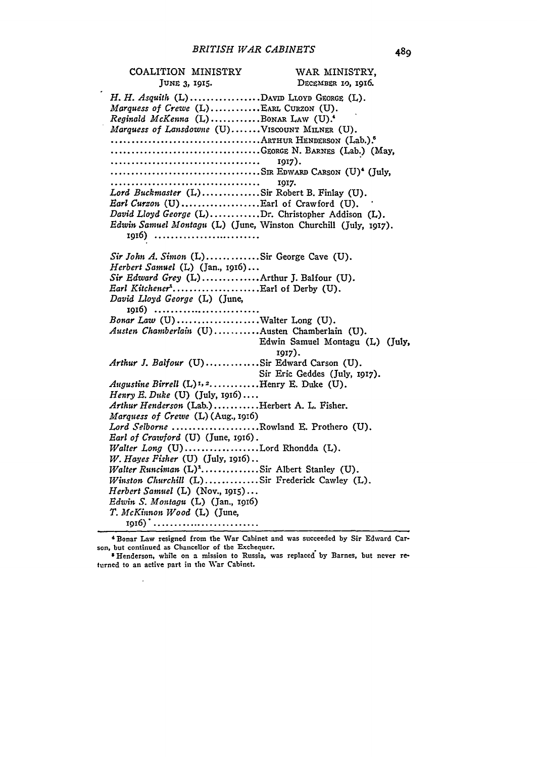| COALITION MINISTRY June 3, 1915. | WAR MINISTRY, December 10, 1916. |
|---|---|
| *H. H. Asquith* (L) | David Lloyd George (L). |
| *Marquess of Crewe* (L) | Earl Curzon (U). |
| *Reginald McKenna* (L) | Bonar Law (U).[4] |
| *Marquess of Lansdowne* (U) | Viscount Milner (U). |
| | Arthur Henderson (Lab.).[5] |
| | George N. Barnes (Lab.) (May, 1917). |
| | Sir Edward Carson (U)[4] (July, 1917. |
| *Lord Buckmaster* (L) | Sir Robert B. Finlay (U). |
| *Earl Curzon* (U) | Earl of Crawford (U). |
| *David Lloyd George* (L) | Dr. Christopher Addison (L). |
| *Edwin Samuel Montagu* (L) (June, 1916) | Winston Churchill (July, 1917). |
| *Sir John A. Simon* (L) | Sir George Cave (U). |
| *Herbert Samuel* (L) (Jan., 1916) | |
| *Sir Edward Grey* (L) | Arthur J. Balfour (U). |
| *Earl Kitchener*[1] | Earl of Derby (U). |
| *David Lloyd George* (L) (June, 1916) | |
| *Bonar Law* (U) | Walter Long (U). |
| *Austen Chamberlain* (U) | Austen Chamberlain (U). |
| | Edwin Samuel Montagu (L) (July, 1917). |
| *Arthur J. Balfour* (U) | Sir Edward Carson (U). |
| | Sir Eric Geddes (July, 1917). |
| *Augustine Birrell* (L)[1,2] | Henry E. Duke (U). |
| *Henry E. Duke* (U) (July, 1916) | |
| *Arthur Henderson* (Lab.) | Herbert A. L. Fisher. |
| *Marquess of Crewe* (L) (Aug., 1916) | |
| *Lord Selborne* | Rowland E. Prothero (U). |
| *Earl of Crawford* (U) (June, 1916) | |
| *Walter Long* (U) | Lord Rhondda (L). |
| *W. Hayes Fisher* (U) (July, 1916) | |
| *Walter Runciman* (L)[1] | Sir Albert Stanley (U). |
| *Winston Churchill* (L) | Sir Frederick Cawley (L). |
| *Herbert Samuel* (L) (Nov., 1915) | |
| *Edwin S. Montagu* (L) (Jan., 1916) | |
| *T. McKinnon Wood* (L) (June, 1916) | |

[4] Bonar Law resigned from the War Cabinet and was succeeded by Sir Edward Carson, but continued as Chancellor of the Exchequer.

[5] Henderson, while on a mission to Russia, was replaced by Barnes, but never returned to an active part in the War Cabinet.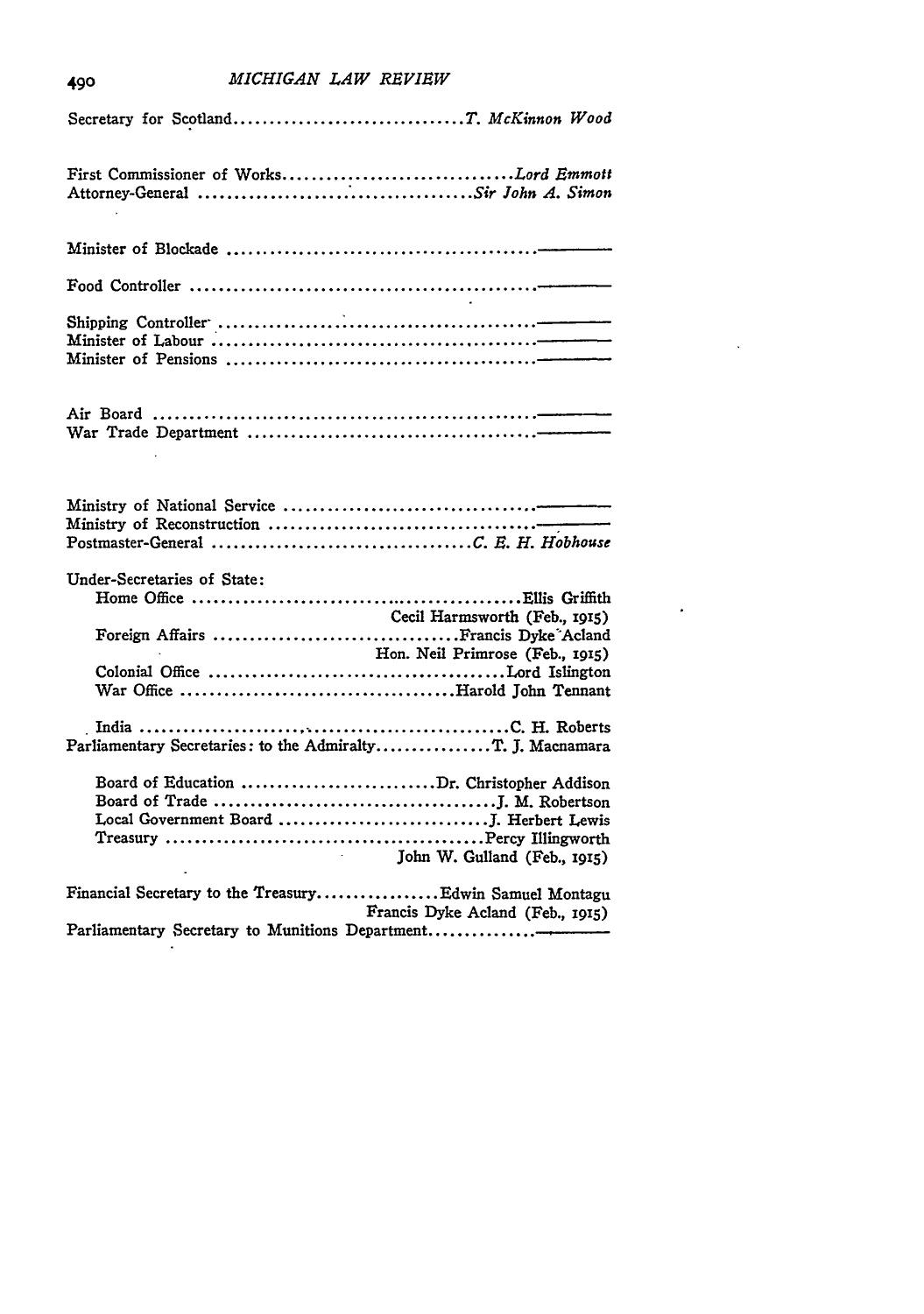Secretary for Scotland................................*T. McKinnon Wood*

First Commissioner of Works................................*Lord Emmott*
Attorney-General ......................................*Sir John A. Simon*

Minister of Blockade ..........................................————

Food Controller ................................................————

Shipping Controller ............................................————
Minister of Labour .............................................————
Minister of Pensions ...........................................————

Air Board ......................................................————
War Trade Department ...........................................————

Ministry of National Service ...................................————
Ministry of Reconstruction .....................................————
Postmaster-General .....................................*C. E. H. Hobhouse*

Under-Secretaries of State:

Home Office ..............................................Ellis Griffith
Cecil Harmsworth (Feb., 1915)
Foreign Affairs ...................................Francis Dyke Acland
Hon. Neil Primrose (Feb., 1915)
Colonial Office .........................................Lord Islington
War Office ......................................Harold John Tennant

India ......................................................C. H. Roberts
Parliamentary Secretaries: to the Admiralty................T. J. Macnamara

Board of Education ............................Dr. Christopher Addison
Board of Trade .........................................J. M. Robertson
Local Government Board ..............................J. Herbert Lewis
Treasury ..............................................Percy Illingworth
John W. Gulland (Feb., 1915)

Financial Secretary to the Treasury.................Edwin Samuel Montagu
Francis Dyke Acland (Feb., 1915)
Parliamentary Secretary to Munitions Department..............————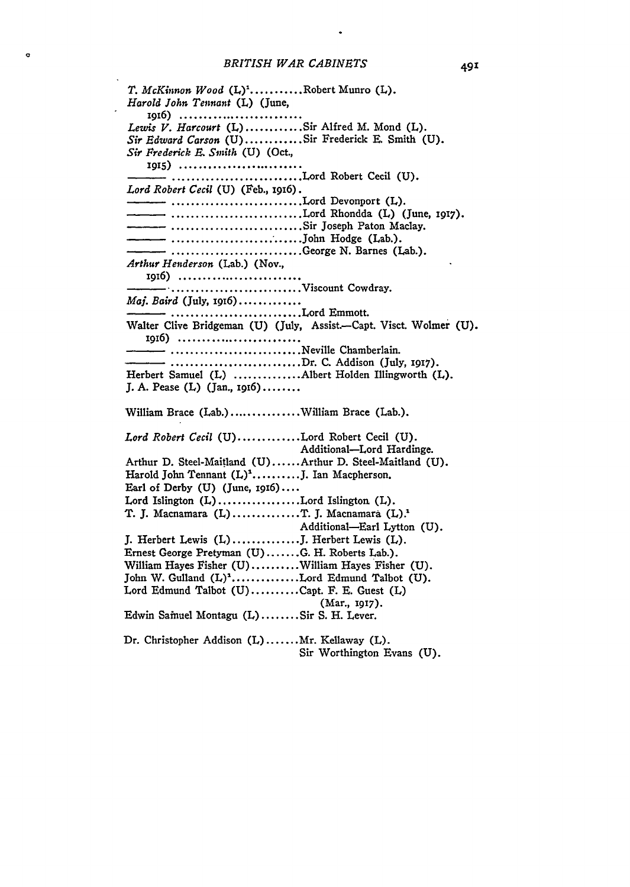| | |
|---|---|
| *T. McKinnon Wood* (L)[1] | Robert Munro (L). |
| *Harold John Tennant* (L) (June, 1916) | |
| *Lewis V. Harcourt* (L) | Sir Alfred M. Mond (L). |
| *Sir Edward Carson* (U) | Sir Frederick E. Smith (U). |
| *Sir Frederick E. Smith* (U) (Oct., 1915) | |
| ——— | Lord Robert Cecil (U). |
| *Lord Robert Cecil* (U) (Feb., 1916). | |
| ——— | Lord Devonport (L). |
| ——— | Lord Rhondda (L) (June, 1917). |
| ——— | Sir Joseph Paton Maclay. |
| ——— | John Hodge (Lab.). |
| ——— | George N. Barnes (Lab.). |
| *Arthur Henderson* (Lab.) (Nov., 1916) | |
| ——— | Viscount Cowdray. |
| *Maj. Baird* (July, 1916) | |
| ——— | Lord Emmott. |
| Walter Clive Bridgeman (U) (July, 1916) | Assist.—Capt. Visct. Wolmer (U). |
| ——— | Neville Chamberlain. |
| ——— | Dr. C. Addison (July, 1917). |
| Herbert Samuel (L) | Albert Holden Illingworth (L). |
| J. A. Pease (L) (Jan., 1916) | |
| William Brace (Lab.) | William Brace (Lab.). |
| *Lord Robert Cecil* (U) | Lord Robert Cecil (U). Additional—Lord Hardinge. |
| Arthur D. Steel-Maitland (U) | Arthur D. Steel-Maitland (U). |
| Harold John Tennant (L)[1] | J. Ian Macpherson. |
| Earl of Derby (U) (June, 1916) | |
| Lord Islington (L) | Lord Islington (L). |
| T. J. Macnamara (L) | T. J. Macnamara (L).[1] Additional—Earl Lytton (U). |
| J. Herbert Lewis (L) | J. Herbert Lewis (L). |
| Ernest George Pretyman (U) | G. H. Roberts Lab.). |
| William Hayes Fisher (U) | William Hayes Fisher (U). |
| John W. Gulland (L)[1] | Lord Edmund Talbot (U). |
| Lord Edmund Talbot (U) | Capt. F. E. Guest (L) (Mar., 1917). |
| Edwin Samuel Montagu (L) | Sir S. H. Lever. |
| Dr. Christopher Addison (L) | Mr. Kellaway (L). Sir Worthington Evans (U). |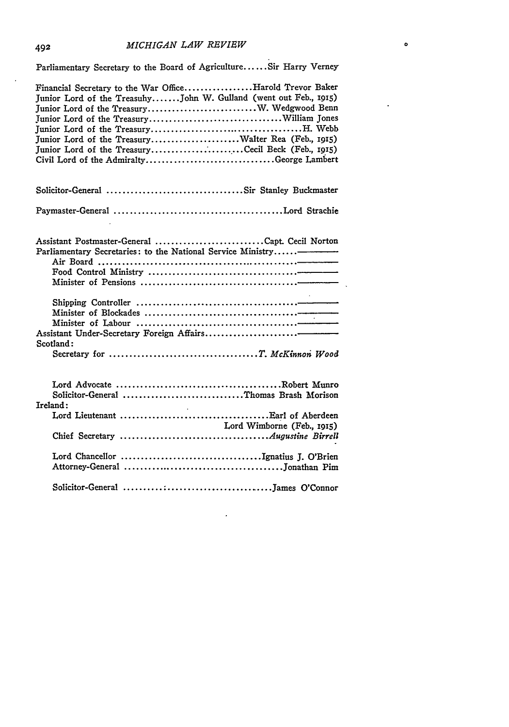Parliamentary Secretary to the Board of Agriculture......Sir Harry Verney

Financial Secretary to the War Office.................Harold Trevor Baker
Junior Lord of the Treasuhy.......John W. Gulland (went out Feb., 1915)
Junior Lord of the Treasury...........................W. Wedgwood Benn
Junior Lord of the Treasury.................................William Jones
Junior Lord of the Treasury.......................................H. Webb
Junior Lord of the Treasury......................Walter Rea (Feb., 1915)
Junior Lord of the Treasury........................Cecil Beck (Feb., 1915)
Civil Lord of the Admiralty................................George Lambert

Solicitor-General ..................................Sir Stanley Buckmaster

Paymaster-General ..........................................Lord Strachie

Assistant Postmaster-General ...........................Capt. Cecil Norton
Parliamentary Secretaries: to the National Service Ministry......————
  Air Board ..................................................————
  Food Control Ministry ....................................————
  Minister of Pensions ......................................————

  Shipping Controller ........................................————
  Minister of Blockades ......................................————
  Minister of Labour ........................................————
Assistant Under-Secretary Foreign Affairs.......................————
Scotland:
  Secretary for .....................................*T. McKinnon Wood*

  Lord Advocate .........................................Robert Munro
  Solicitor-General ..............................Thomas Brash Morison
Ireland:
  Lord Lieutenant .....................................Earl of Aberdeen
  Lord Wimborne (Feb., 1915)
  Chief Secretary .....................................*Augustine Birrell*

  Lord Chancellor ..................................Ignatius J. O'Brien
  Attorney-General ...........................................Jonathan Pim

  Solicitor-General ........................................James O'Connor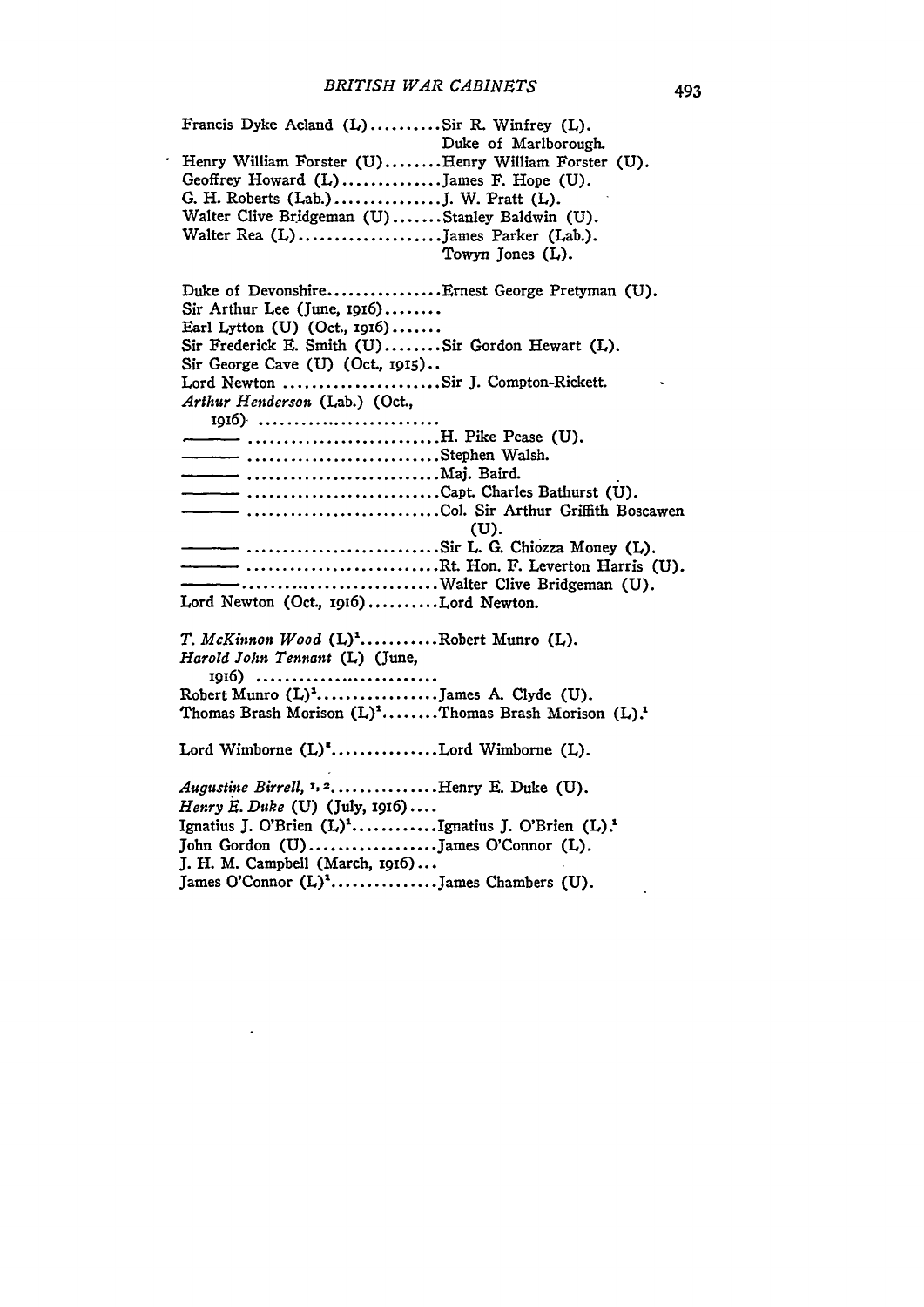Francis Dyke Acland (L)..........Sir R. Winfrey (L).
Duke of Marlborough.
Henry William Forster (U)........Henry William Forster (U).
Geoffrey Howard (L)..............James F. Hope (U).
G. H. Roberts (Lab.)...............J. W. Pratt (L).
Walter Clive Bridgeman (U).......Stanley Baldwin (U).
Walter Rea (L)....................James Parker (Lab.).
Towyn Jones (L).

Duke of Devonshire................Ernest George Pretyman (U).
Sir Arthur Lee (June, 1916)........
Earl Lytton (U) (Oct., 1916).......
Sir Frederick E. Smith (U)........Sir Gordon Hewart (L).
Sir George Cave (U) (Oct., 1915)..
Lord Newton ......................Sir J. Compton-Rickett.
*Arthur Henderson* (Lab.) (Oct., 1916) ..........................
——— ...........................H. Pike Pease (U).
——— ...........................Stephen Walsh.
——— ...........................Maj. Baird.
——— ...........................Capt. Charles Bathurst (U).
——— ...........................Col. Sir Arthur Griffith Boscawen (U).
——— ...........................Sir L. G. Chiozza Money (L).
——— ...........................Rt. Hon. F. Leverton Harris (U).
———...........................Walter Clive Bridgeman (U).
Lord Newton (Oct., 1916)..........Lord Newton.

*T. McKinnon Wood* (L)[1]...........Robert Munro (L).
*Harold John Tennant* (L) (June, 1916) ..........................
Robert Munro (L)[1].................James A. Clyde (U).
Thomas Brash Morison (L)[1]........Thomas Brash Morison (L).[1]

Lord Wimborne (L)[2]...............Lord Wimborne (L).

*Augustine Birrell*, [1, 2]...............Henry E. Duke (U).
*Henry E. Duke* (U) (July, 1916)....
Ignatius J. O'Brien (L)[1]............Ignatius J. O'Brien (L).[1]
John Gordon (U)..................James O'Connor (L).
J. H. M. Campbell (March, 1916)...
James O'Connor (L)[1]...............James Chambers (U).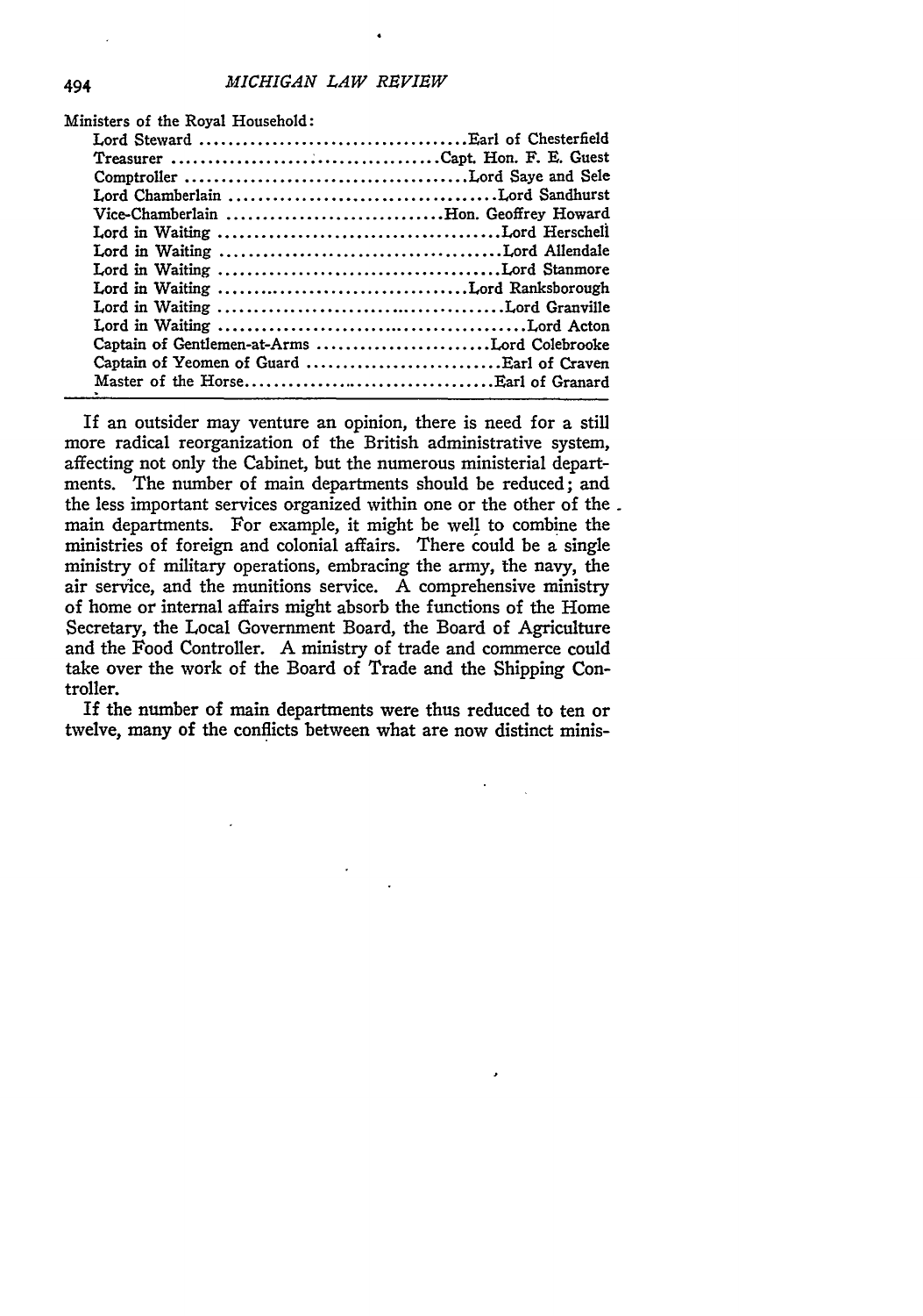Ministers of the Royal Household:

| | |
|---|---|
| Lord Steward | Earl of Chesterfield |
| Treasurer | Capt. Hon. F. E. Guest |
| Comptroller | Lord Saye and Sele |
| Lord Chamberlain | Lord Sandhurst |
| Vice-Chamberlain | Hon. Geoffrey Howard |
| Lord in Waiting | Lord Herschell |
| Lord in Waiting | Lord Allendale |
| Lord in Waiting | Lord Stanmore |
| Lord in Waiting | Lord Ranksborough |
| Lord in Waiting | Lord Granville |
| Lord in Waiting | Lord Acton |
| Captain of Gentlemen-at-Arms | Lord Colebrooke |
| Captain of Yeomen of Guard | Earl of Craven |
| Master of the Horse | Earl of Granard |

If an outsider may venture an opinion, there is need for a still more radical reorganization of the British administrative system, affecting not only the Cabinet, but the numerous ministerial departments. The number of main departments should be reduced; and the less important services organized within one or the other of the main departments. For example, it might be well to combine the ministries of foreign and colonial affairs. There could be a single ministry of military operations, embracing the army, the navy, the air service, and the munitions service. A comprehensive ministry of home or internal affairs might absorb the functions of the Home Secretary, the Local Government Board, the Board of Agriculture and the Food Controller. A ministry of trade and commerce could take over the work of the Board of Trade and the Shipping Controller.

If the number of main departments were thus reduced to ten or twelve, many of the conflicts between what are now distinct minis-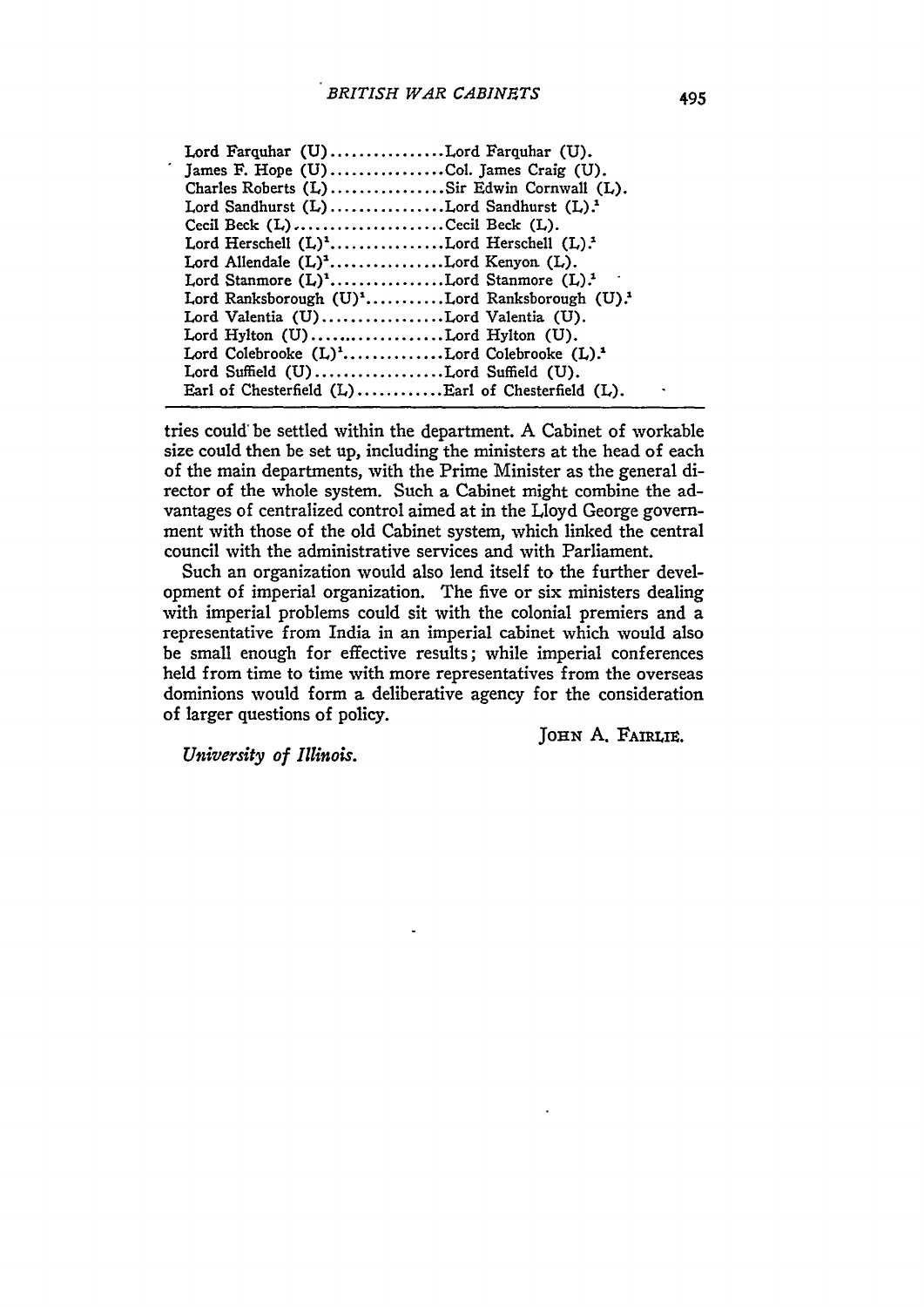| | |
|---|---|
| Lord Farquhar (U) | Lord Farquhar (U). |
| James F. Hope (U) | Col. James Craig (U). |
| Charles Roberts (L) | Sir Edwin Cornwall (L). |
| Lord Sandhurst (L) | Lord Sandhurst (L).[1] |
| Cecil Beck (L) | Cecil Beck (L). |
| Lord Herschell (L)[1] | Lord Herschell (L).[1] |
| Lord Allendale (L)[1] | Lord Kenyon (L). |
| Lord Stanmore (L)[1] | Lord Stanmore (L).[1] |
| Lord Ranksborough (U)[1] | Lord Ranksborough (U).[1] |
| Lord Valentia (U) | Lord Valentia (U). |
| Lord Hylton (U) | Lord Hylton (U). |
| Lord Colebrooke (L)[1] | Lord Colebrooke (L).[1] |
| Lord Suffield (U) | Lord Suffield (U). |
| Earl of Chesterfield (L) | Earl of Chesterfield (L). |

tries could be settled within the department. A Cabinet of workable size could then be set up, including the ministers at the head of each of the main departments, with the Prime Minister as the general director of the whole system. Such a Cabinet might combine the advantages of centralized control aimed at in the Lloyd George government with those of the old Cabinet system, which linked the central council with the administrative services and with Parliament.

Such an organization would also lend itself to the further development of imperial organization. The five or six ministers dealing with imperial problems could sit with the colonial premiers and a representative from India in an imperial cabinet which would also be small enough for effective results; while imperial conferences held from time to time with more representatives from the overseas dominions would form a deliberative agency for the consideration of larger questions of policy.

JOHN A. FAIRLIE.

*University of Illinois.*